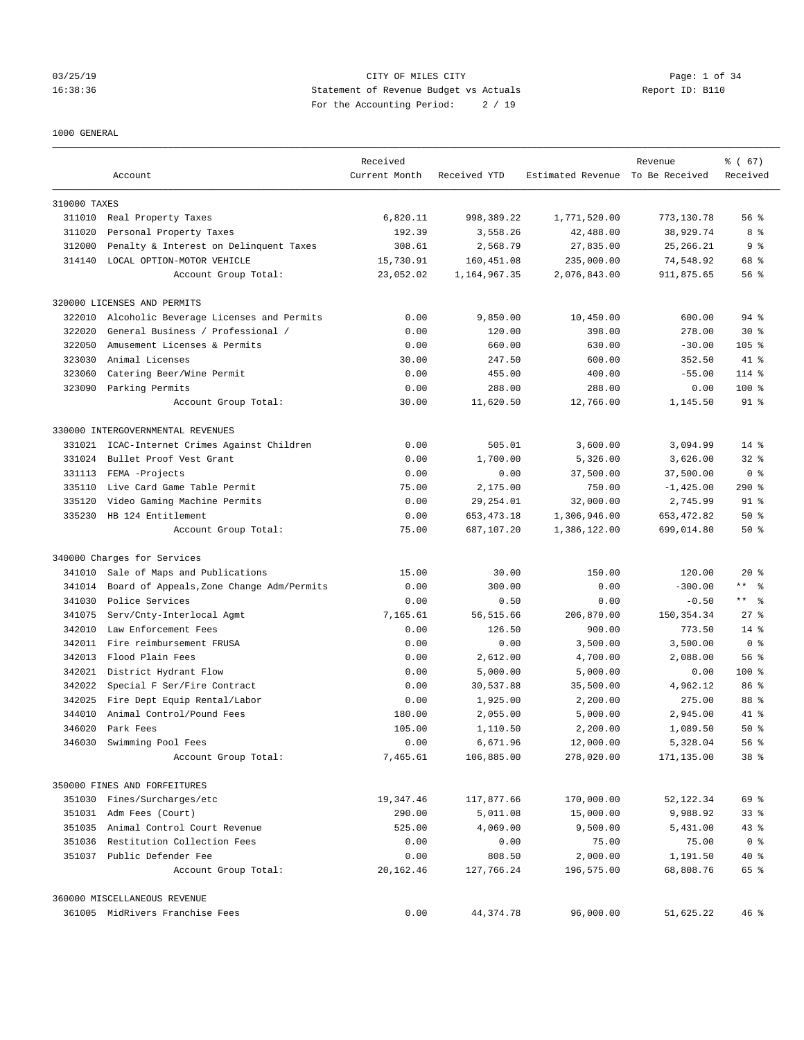CITY OF MILES CITY
Statement of Revenue Budget vs Actuals
For the Accounting Period: 2 / 19

03/25/19
16:38:36

Report ID: B110

1000 GENERAL

| Account | | Received Current Month | Received YTD | Estimated Revenue | Revenue To Be Received | % ( 67) Received |
|---|---|---|---|---|---|---|
| **310000 TAXES** | | | | | | |
| 311010 | Real Property Taxes | 6,820.11 | 998,389.22 | 1,771,520.00 | 773,130.78 | 56 % |
| 311020 | Personal Property Taxes | 192.39 | 3,558.26 | 42,488.00 | 38,929.74 | 8 % |
| 312000 | Penalty & Interest on Delinquent Taxes | 308.61 | 2,568.79 | 27,835.00 | 25,266.21 | 9 % |
| 314140 | LOCAL OPTION-MOTOR VEHICLE | 15,730.91 | 160,451.08 | 235,000.00 | 74,548.92 | 68 % |
| | Account Group Total: | 23,052.02 | 1,164,967.35 | 2,076,843.00 | 911,875.65 | 56 % |
| **320000 LICENSES AND PERMITS** | | | | | | |
| 322010 | Alcoholic Beverage Licenses and Permits | 0.00 | 9,850.00 | 10,450.00 | 600.00 | 94 % |
| 322020 | General Business / Professional / | 0.00 | 120.00 | 398.00 | 278.00 | 30 % |
| 322050 | Amusement Licenses & Permits | 0.00 | 660.00 | 630.00 | -30.00 | 105 % |
| 323030 | Animal Licenses | 30.00 | 247.50 | 600.00 | 352.50 | 41 % |
| 323060 | Catering Beer/Wine Permit | 0.00 | 455.00 | 400.00 | -55.00 | 114 % |
| 323090 | Parking Permits | 0.00 | 288.00 | 288.00 | 0.00 | 100 % |
| | Account Group Total: | 30.00 | 11,620.50 | 12,766.00 | 1,145.50 | 91 % |
| **330000 INTERGOVERNMENTAL REVENUES** | | | | | | |
| 331021 | ICAC-Internet Crimes Against Children | 0.00 | 505.01 | 3,600.00 | 3,094.99 | 14 % |
| 331024 | Bullet Proof Vest Grant | 0.00 | 1,700.00 | 5,326.00 | 3,626.00 | 32 % |
| 331113 | FEMA -Projects | 0.00 | 0.00 | 37,500.00 | 37,500.00 | 0 % |
| 335110 | Live Card Game Table Permit | 75.00 | 2,175.00 | 750.00 | -1,425.00 | 290 % |
| 335120 | Video Gaming Machine Permits | 0.00 | 29,254.01 | 32,000.00 | 2,745.99 | 91 % |
| 335230 | HB 124 Entitlement | 0.00 | 653,473.18 | 1,306,946.00 | 653,472.82 | 50 % |
| | Account Group Total: | 75.00 | 687,107.20 | 1,386,122.00 | 699,014.80 | 50 % |
| **340000 Charges for Services** | | | | | | |
| 341010 | Sale of Maps and Publications | 15.00 | 30.00 | 150.00 | 120.00 | 20 % |
| 341014 | Board of Appeals,Zone Change Adm/Permits | 0.00 | 300.00 | 0.00 | -300.00 | ** % |
| 341030 | Police Services | 0.00 | 0.50 | 0.00 | -0.50 | ** % |
| 341075 | Serv/Cnty-Interlocal Agmt | 7,165.61 | 56,515.66 | 206,870.00 | 150,354.34 | 27 % |
| 342010 | Law Enforcement Fees | 0.00 | 126.50 | 900.00 | 773.50 | 14 % |
| 342011 | Fire reimbursement FRUSA | 0.00 | 0.00 | 3,500.00 | 3,500.00 | 0 % |
| 342013 | Flood Plain Fees | 0.00 | 2,612.00 | 4,700.00 | 2,088.00 | 56 % |
| 342021 | District Hydrant Flow | 0.00 | 5,000.00 | 5,000.00 | 0.00 | 100 % |
| 342022 | Special F Ser/Fire Contract | 0.00 | 30,537.88 | 35,500.00 | 4,962.12 | 86 % |
| 342025 | Fire Dept Equip Rental/Labor | 0.00 | 1,925.00 | 2,200.00 | 275.00 | 88 % |
| 344010 | Animal Control/Pound Fees | 180.00 | 2,055.00 | 5,000.00 | 2,945.00 | 41 % |
| 346020 | Park Fees | 105.00 | 1,110.50 | 2,200.00 | 1,089.50 | 50 % |
| 346030 | Swimming Pool Fees | 0.00 | 6,671.96 | 12,000.00 | 5,328.04 | 56 % |
| | Account Group Total: | 7,465.61 | 106,885.00 | 278,020.00 | 171,135.00 | 38 % |
| **350000 FINES AND FORFEITURES** | | | | | | |
| 351030 | Fines/Surcharges/etc | 19,347.46 | 117,877.66 | 170,000.00 | 52,122.34 | 69 % |
| 351031 | Adm Fees (Court) | 290.00 | 5,011.08 | 15,000.00 | 9,988.92 | 33 % |
| 351035 | Animal Control Court Revenue | 525.00 | 4,069.00 | 9,500.00 | 5,431.00 | 43 % |
| 351036 | Restitution Collection Fees | 0.00 | 0.00 | 75.00 | 75.00 | 0 % |
| 351037 | Public Defender Fee | 0.00 | 808.50 | 2,000.00 | 1,191.50 | 40 % |
| | Account Group Total: | 20,162.46 | 127,766.24 | 196,575.00 | 68,808.76 | 65 % |
| **360000 MISCELLANEOUS REVENUE** | | | | | | |
| 361005 | MidRivers Franchise Fees | 0.00 | 44,374.78 | 96,000.00 | 51,625.22 | 46 % |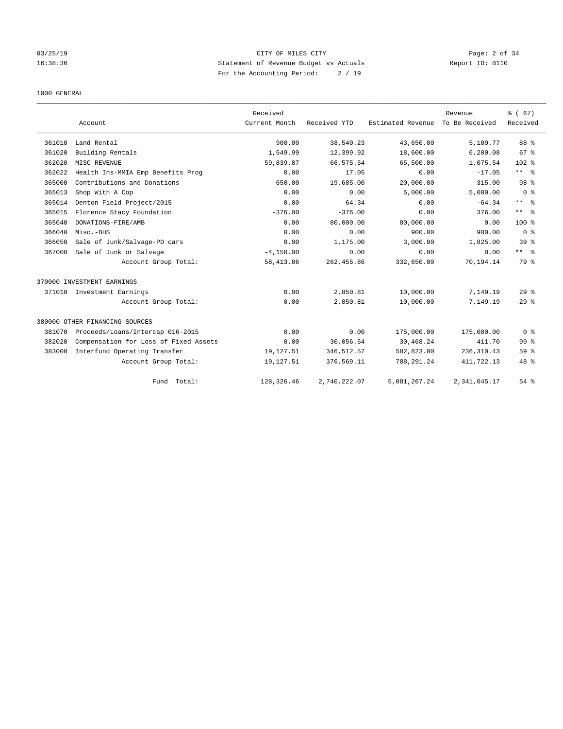CITY OF MILES CITY
Statement of Revenue Budget vs Actuals
For the Accounting Period: 2 / 19

03/25/19
16:38:36

Report ID: B110

1000 GENERAL

| | Account | Received Current Month | Received YTD | Estimated Revenue | Revenue To Be Received | % ( 67) Received |
|---|---|---|---|---|---|---|
| 361010 | Land Rental | 900.00 | 38,540.23 | 43,650.00 | 5,109.77 | 88 % |
| 361020 | Building Rentals | 1,549.99 | 12,399.92 | 18,600.00 | 6,200.08 | 67 % |
| 362020 | MISC REVENUE | 59,839.87 | 66,575.54 | 65,500.00 | -1,075.54 | 102 % |
| 362022 | Health Ins-MMIA Emp Benefits Prog | 0.00 | 17.05 | 0.00 | -17.05 | ** % |
| 365000 | Contributions and Donations | 650.00 | 19,685.00 | 20,000.00 | 315.00 | 98 % |
| 365013 | Shop With A Cop | 0.00 | 0.00 | 5,000.00 | 5,000.00 | 0 % |
| 365014 | Denton Field Project/2015 | 0.00 | 64.34 | 0.00 | -64.34 | ** % |
| 365015 | Florence Stacy Foundation | -376.00 | -376.00 | 0.00 | 376.00 | ** % |
| 365040 | DONATIONS-FIRE/AMB | 0.00 | 80,000.00 | 80,000.00 | 0.00 | 100 % |
| 366040 | Misc.-BHS | 0.00 | 0.00 | 900.00 | 900.00 | 0 % |
| 366050 | Sale of Junk/Salvage-PD cars | 0.00 | 1,175.00 | 3,000.00 | 1,825.00 | 39 % |
| 367000 | Sale of Junk or Salvage | -4,150.00 | 0.00 | 0.00 | 0.00 | ** % |
| | Account Group Total: | 58,413.86 | 262,455.86 | 332,650.00 | 70,194.14 | 79 % |
| 370000 INVESTMENT EARNINGS | | | | | | |
| 371010 | Investment Earnings | 0.00 | 2,850.81 | 10,000.00 | 7,149.19 | 29 % |
| | Account Group Total: | 0.00 | 2,850.81 | 10,000.00 | 7,149.19 | 29 % |
| 380000 OTHER FINANCING SOURCES | | | | | | |
| 381070 | Proceeds/Loans/Intercap 016-2015 | 0.00 | 0.00 | 175,000.00 | 175,000.00 | 0 % |
| 382020 | Compensation for Loss of Fixed Assets | 0.00 | 30,056.54 | 30,468.24 | 411.70 | 99 % |
| 383000 | Interfund Operating Transfer | 19,127.51 | 346,512.57 | 582,823.00 | 236,310.43 | 59 % |
| | Account Group Total: | 19,127.51 | 376,569.11 | 788,291.24 | 411,722.13 | 48 % |
| | Fund Total: | 128,326.46 | 2,740,222.07 | 5,081,267.24 | 2,341,045.17 | 54 % |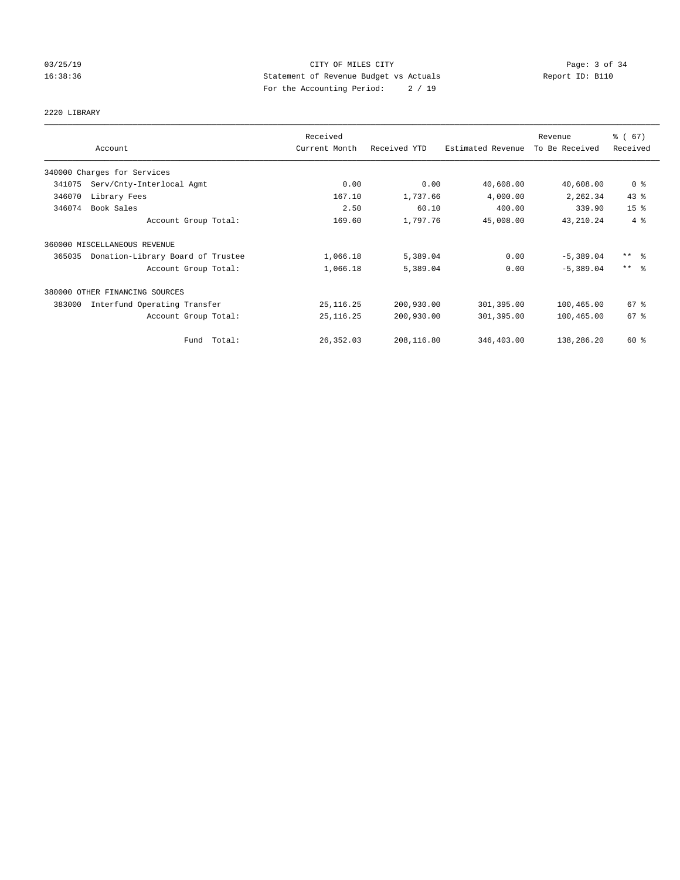CITY OF MILES CITY
Statement of Revenue Budget vs Actuals
For the Accounting Period: 2 / 19

03/25/19
16:38:36
Report ID: B110

2220 LIBRARY

| Account | Received Current Month | Received YTD | Estimated Revenue | Revenue To Be Received | % ( 67) Received |
|---|---|---|---|---|---|
| 340000 Charges for Services | | | | | |
| 341075 Serv/Cnty-Interlocal Agmt | 0.00 | 0.00 | 40,608.00 | 40,608.00 | 0 % |
| 346070 Library Fees | 167.10 | 1,737.66 | 4,000.00 | 2,262.34 | 43 % |
| 346074 Book Sales | 2.50 | 60.10 | 400.00 | 339.90 | 15 % |
| Account Group Total: | 169.60 | 1,797.76 | 45,008.00 | 43,210.24 | 4 % |
| 360000 MISCELLANEOUS REVENUE | | | | | |
| 365035 Donation-Library Board of Trustee | 1,066.18 | 5,389.04 | 0.00 | -5,389.04 | ** % |
| Account Group Total: | 1,066.18 | 5,389.04 | 0.00 | -5,389.04 | ** % |
| 380000 OTHER FINANCING SOURCES | | | | | |
| 383000 Interfund Operating Transfer | 25,116.25 | 200,930.00 | 301,395.00 | 100,465.00 | 67 % |
| Account Group Total: | 25,116.25 | 200,930.00 | 301,395.00 | 100,465.00 | 67 % |
| Fund Total: | 26,352.03 | 208,116.80 | 346,403.00 | 138,286.20 | 60 % |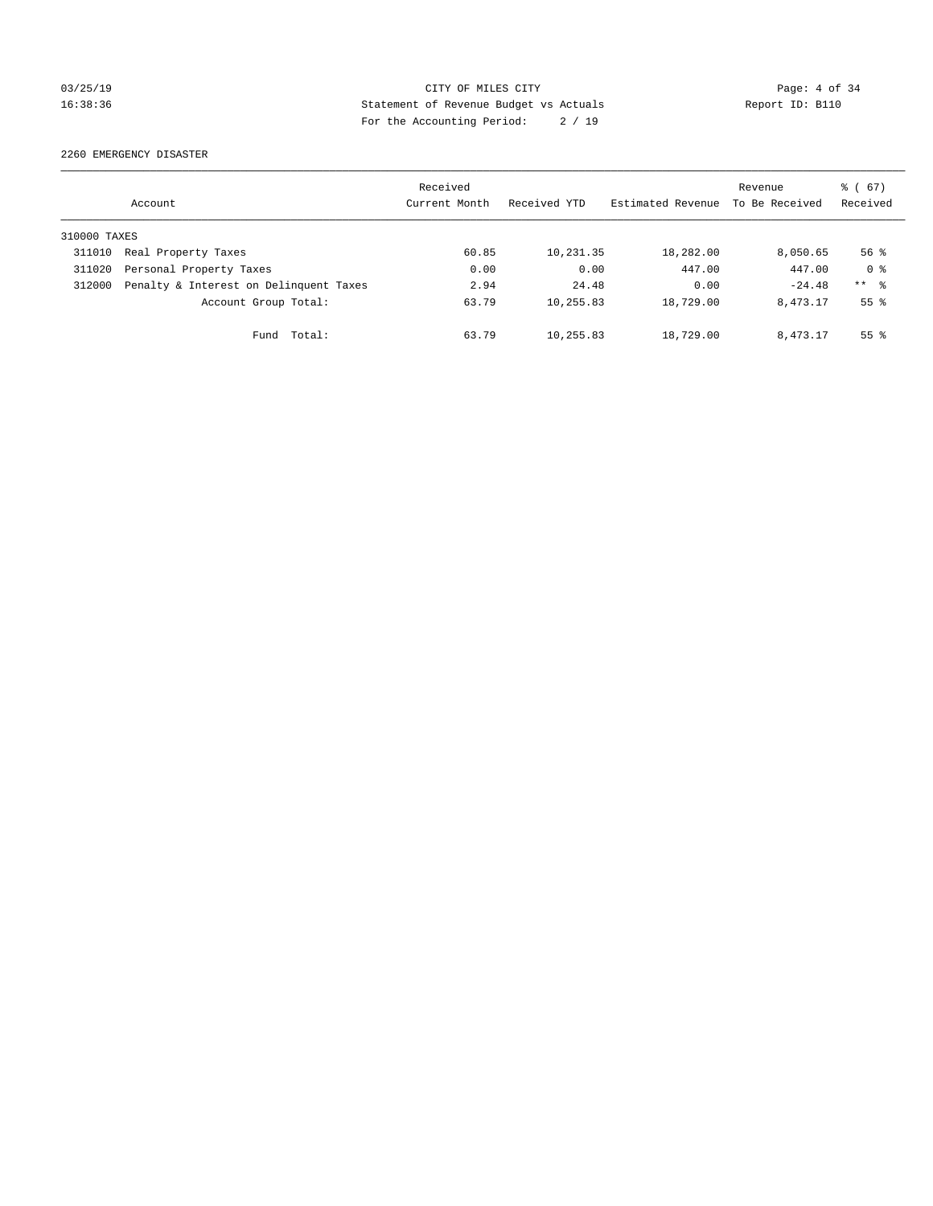CITY OF MILES CITY
Statement of Revenue Budget vs Actuals
For the Accounting Period: 2 / 19

03/25/19
16:38:36

Report ID: B110

2260 EMERGENCY DISASTER

| Account | | Received Current Month | Received YTD | Estimated Revenue | Revenue To Be Received | % ( 67) Received |
|---|---|---|---|---|---|---|
| 310000 TAXES | | | | | | |
| 311010 | Real Property Taxes | 60.85 | 10,231.35 | 18,282.00 | 8,050.65 | 56 % |
| 311020 | Personal Property Taxes | 0.00 | 0.00 | 447.00 | 447.00 | 0 % |
| 312000 | Penalty & Interest on Delinquent Taxes | 2.94 | 24.48 | 0.00 | -24.48 | ** % |
| | Account Group Total: | 63.79 | 10,255.83 | 18,729.00 | 8,473.17 | 55 % |
| | Fund Total: | 63.79 | 10,255.83 | 18,729.00 | 8,473.17 | 55 % |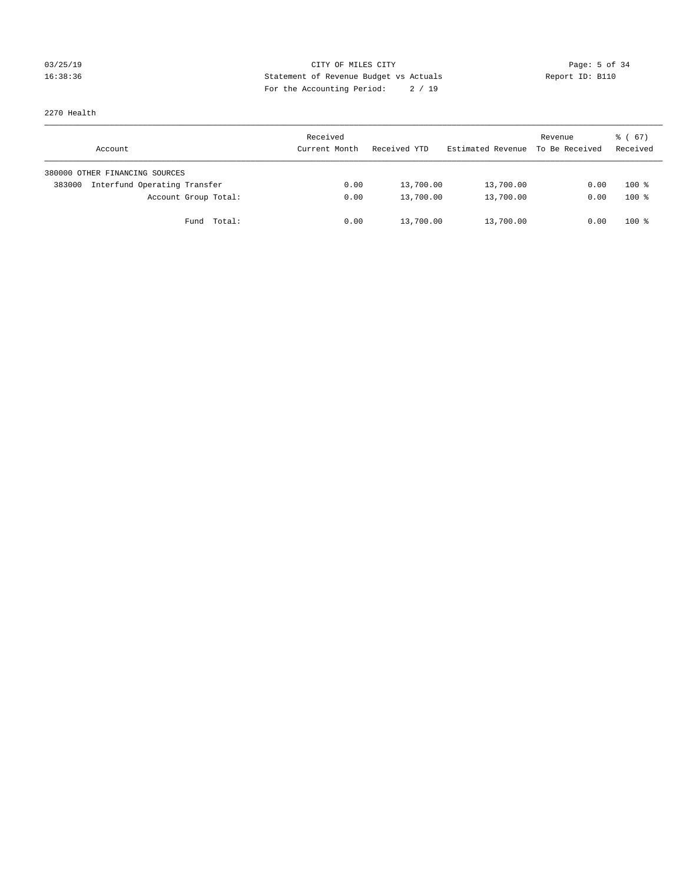CITY OF MILES CITY
Statement of Revenue Budget vs Actuals
For the Accounting Period: 2 / 19

03/25/19
16:38:36

Report ID: B110

2270 Health

| Account | Received Current Month | Received YTD | Estimated Revenue | Revenue To Be Received | % ( 67) Received |
|---|---|---|---|---|---|
| 380000 OTHER FINANCING SOURCES | | | | | |
| 383000 Interfund Operating Transfer | 0.00 | 13,700.00 | 13,700.00 | 0.00 | 100 % |
| Account Group Total: | 0.00 | 13,700.00 | 13,700.00 | 0.00 | 100 % |
| Fund Total: | 0.00 | 13,700.00 | 13,700.00 | 0.00 | 100 % |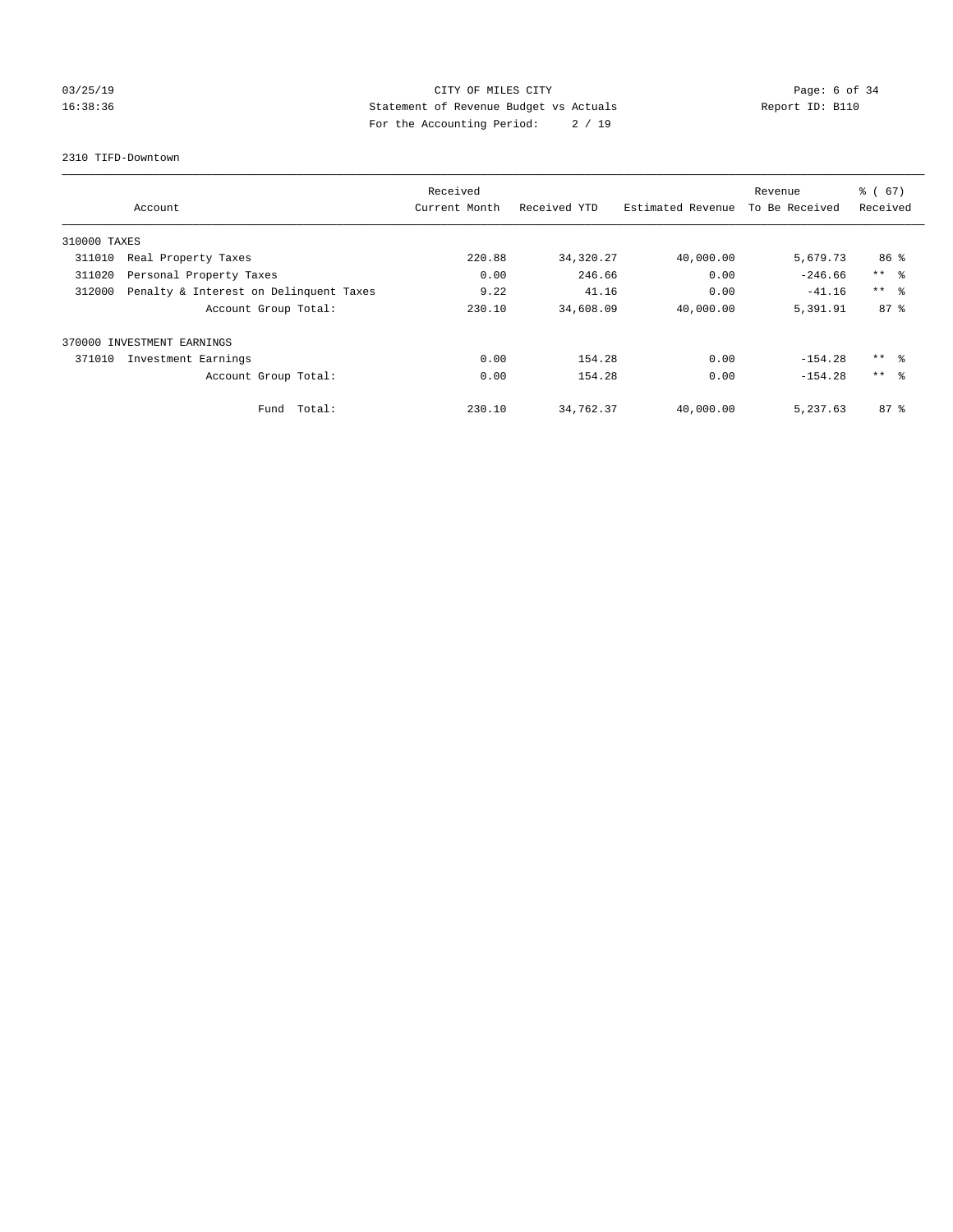CITY OF MILES CITY
Statement of Revenue Budget vs Actuals
For the Accounting Period: 2 / 19

03/25/19
16:38:36

Report ID: B110

2310 TIFD-Downtown

| Account | | Received Current Month | Received YTD | Estimated Revenue | Revenue To Be Received | % ( 67) Received |
|---|---|---|---|---|---|---|
| 310000 TAXES | | | | | | |
| 311010 | Real Property Taxes | 220.88 | 34,320.27 | 40,000.00 | 5,679.73 | 86 % |
| 311020 | Personal Property Taxes | 0.00 | 246.66 | 0.00 | -246.66 | ** % |
| 312000 | Penalty & Interest on Delinquent Taxes | 9.22 | 41.16 | 0.00 | -41.16 | ** % |
| | Account Group Total: | 230.10 | 34,608.09 | 40,000.00 | 5,391.91 | 87 % |
| 370000 INVESTMENT EARNINGS | | | | | | |
| 371010 | Investment Earnings | 0.00 | 154.28 | 0.00 | -154.28 | ** % |
| | Account Group Total: | 0.00 | 154.28 | 0.00 | -154.28 | ** % |
| | Fund Total: | 230.10 | 34,762.37 | 40,000.00 | 5,237.63 | 87 % |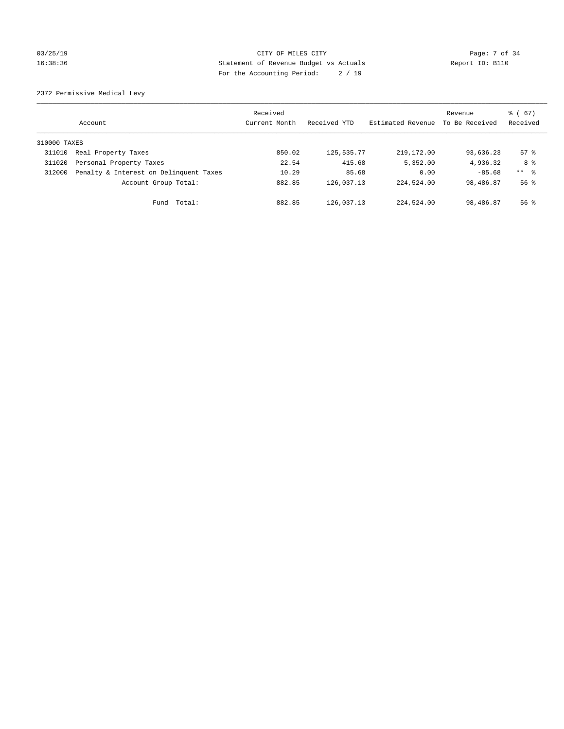CITY OF MILES CITY
Statement of Revenue Budget vs Actuals
For the Accounting Period: 2 / 19

03/25/19
16:38:36

Report ID: B110

2372 Permissive Medical Levy

| Account | | Received Current Month | Received YTD | Estimated Revenue | Revenue To Be Received | % ( 67) Received |
|---|---|---|---|---|---|---|
| 310000 TAXES | | | | | | |
| 311010 | Real Property Taxes | 850.02 | 125,535.77 | 219,172.00 | 93,636.23 | 57 % |
| 311020 | Personal Property Taxes | 22.54 | 415.68 | 5,352.00 | 4,936.32 | 8 % |
| 312000 | Penalty & Interest on Delinquent Taxes | 10.29 | 85.68 | 0.00 | -85.68 | ** % |
| | Account Group Total: | 882.85 | 126,037.13 | 224,524.00 | 98,486.87 | 56 % |
| | Fund Total: | 882.85 | 126,037.13 | 224,524.00 | 98,486.87 | 56 % |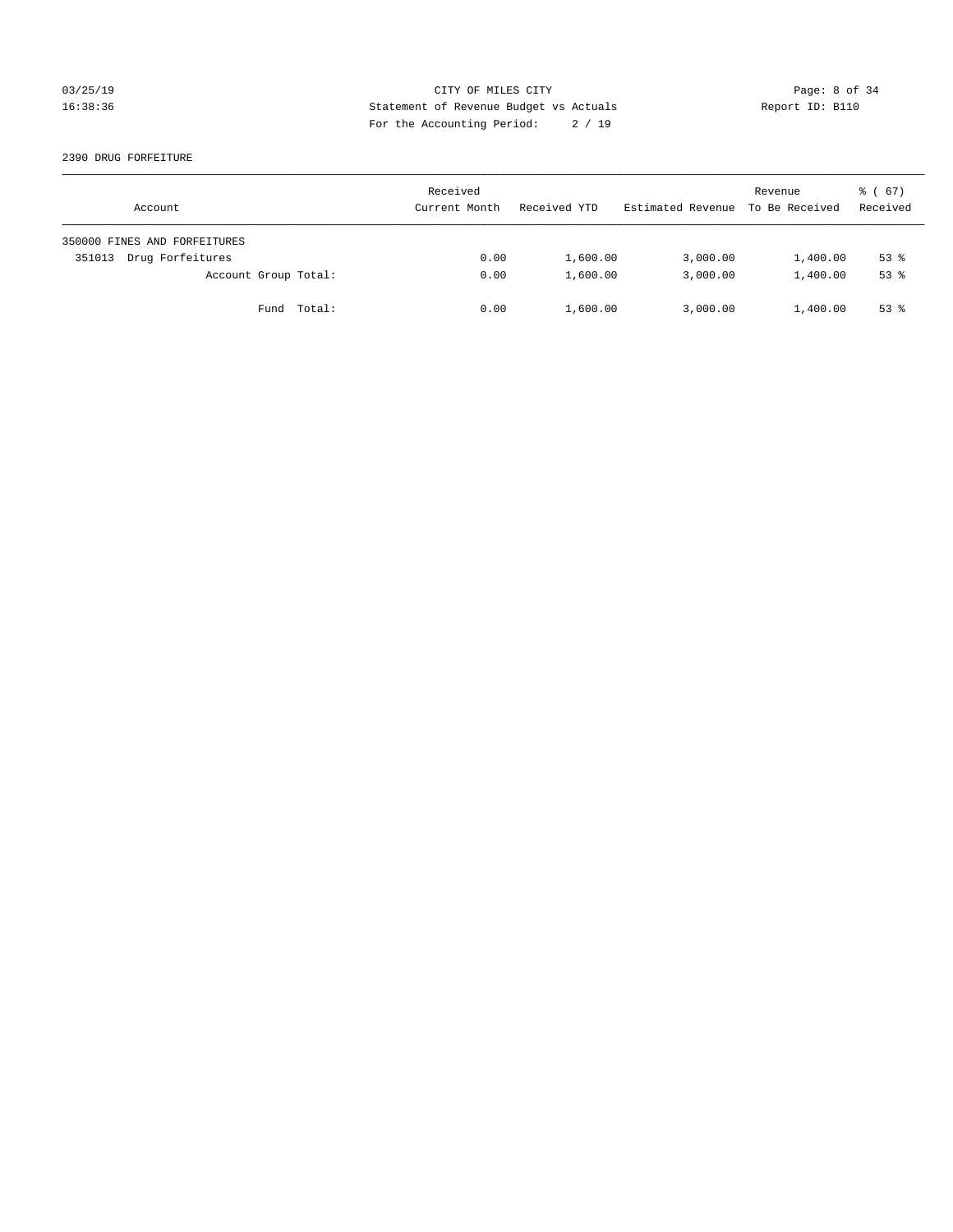CITY OF MILES CITY
Statement of Revenue Budget vs Actuals
For the Accounting Period: 2 / 19

03/25/19
16:38:36

Report ID: B110

2390 DRUG FORFEITURE

| Account | Received Current Month | Received YTD | Estimated Revenue | Revenue To Be Received | % ( 67) Received |
|---|---|---|---|---|---|
| 350000 FINES AND FORFEITURES | | | | | |
| 351013 Drug Forfeitures | 0.00 | 1,600.00 | 3,000.00 | 1,400.00 | 53 % |
| Account Group Total: | 0.00 | 1,600.00 | 3,000.00 | 1,400.00 | 53 % |
| Fund Total: | 0.00 | 1,600.00 | 3,000.00 | 1,400.00 | 53 % |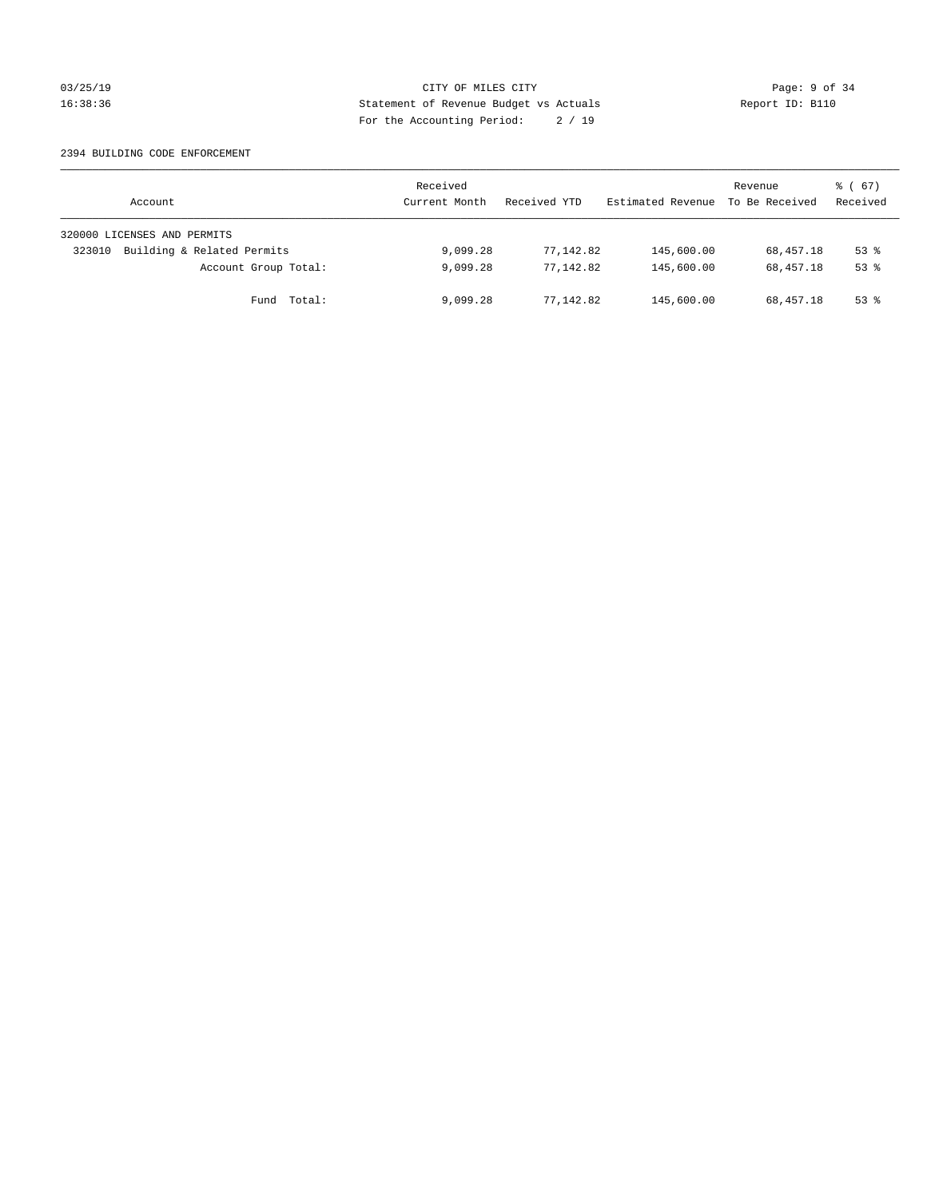CITY OF MILES CITY

Statement of Revenue Budget vs Actuals

For the Accounting Period: 2 / 19

2394 BUILDING CODE ENFORCEMENT

| Account | Received Current Month | Received YTD | Estimated Revenue | Revenue To Be Received | % ( 67) Received |
|---|---|---|---|---|---|
| 320000 LICENSES AND PERMITS | | | | | |
| 323010 Building & Related Permits | 9,099.28 | 77,142.82 | 145,600.00 | 68,457.18 | 53 % |
| Account Group Total: | 9,099.28 | 77,142.82 | 145,600.00 | 68,457.18 | 53 % |
| Fund Total: | 9,099.28 | 77,142.82 | 145,600.00 | 68,457.18 | 53 % |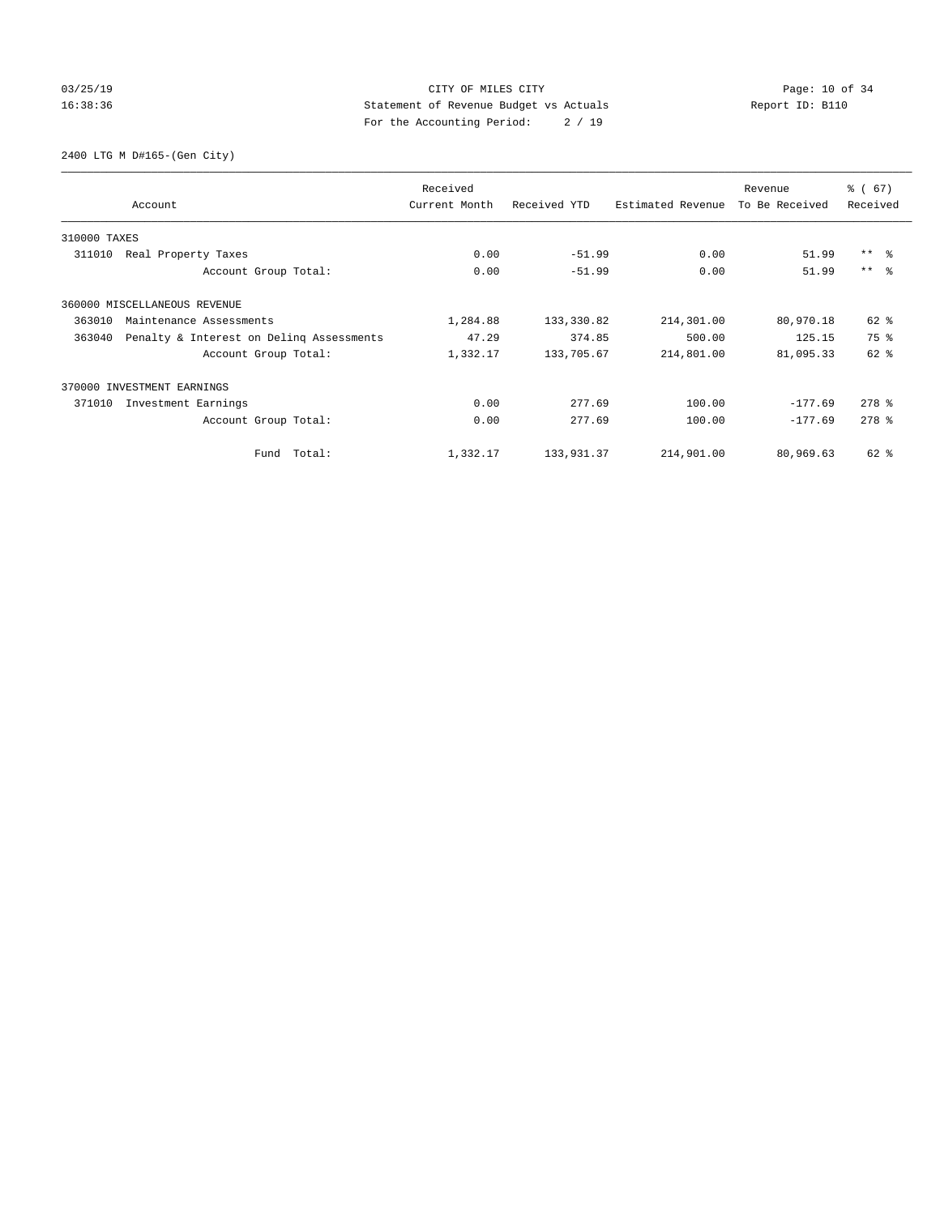03/25/19 CITY OF MILES CITY
16:38:36 Statement of Revenue Budget vs Actuals Report ID: B110
For the Accounting Period: 2 / 19

2400 LTG M D#165-(Gen City)

| Account | Received Current Month | Received YTD | Estimated Revenue | Revenue To Be Received | % ( 67) Received |
|---|---|---|---|---|---|
| 310000 TAXES | | | | | |
| 311010 Real Property Taxes | 0.00 | -51.99 | 0.00 | 51.99 | ** % |
| Account Group Total: | 0.00 | -51.99 | 0.00 | 51.99 | ** % |
| 360000 MISCELLANEOUS REVENUE | | | | | |
| 363010 Maintenance Assessments | 1,284.88 | 133,330.82 | 214,301.00 | 80,970.18 | 62 % |
| 363040 Penalty & Interest on Delinq Assessments | 47.29 | 374.85 | 500.00 | 125.15 | 75 % |
| Account Group Total: | 1,332.17 | 133,705.67 | 214,801.00 | 81,095.33 | 62 % |
| 370000 INVESTMENT EARNINGS | | | | | |
| 371010 Investment Earnings | 0.00 | 277.69 | 100.00 | -177.69 | 278 % |
| Account Group Total: | 0.00 | 277.69 | 100.00 | -177.69 | 278 % |
| Fund Total: | 1,332.17 | 133,931.37 | 214,901.00 | 80,969.63 | 62 % |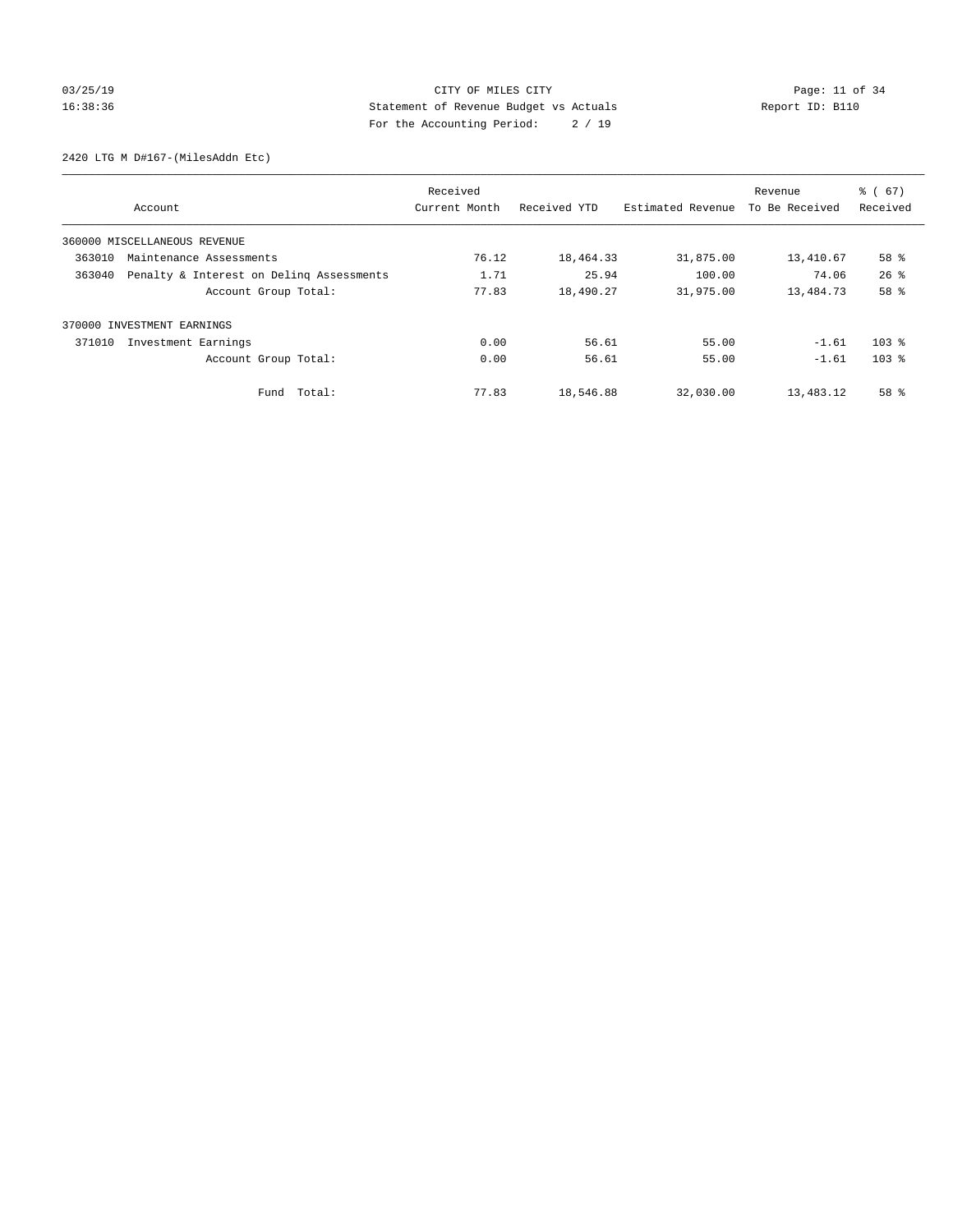CITY OF MILES CITY
Statement of Revenue Budget vs Actuals
For the Accounting Period: 2 / 19

03/25/19
16:38:36

Report ID: B110

2420 LTG M D#167-(MilesAddn Etc)

| Account | Received Current Month | Received YTD | Estimated Revenue | Revenue To Be Received | % ( 67) Received |
|---|---|---|---|---|---|
| 360000 MISCELLANEOUS REVENUE | | | | | |
| 363010 Maintenance Assessments | 76.12 | 18,464.33 | 31,875.00 | 13,410.67 | 58 % |
| 363040 Penalty & Interest on Delinq Assessments | 1.71 | 25.94 | 100.00 | 74.06 | 26 % |
| Account Group Total: | 77.83 | 18,490.27 | 31,975.00 | 13,484.73 | 58 % |
| 370000 INVESTMENT EARNINGS | | | | | |
| 371010 Investment Earnings | 0.00 | 56.61 | 55.00 | -1.61 | 103 % |
| Account Group Total: | 0.00 | 56.61 | 55.00 | -1.61 | 103 % |
| Fund Total: | 77.83 | 18,546.88 | 32,030.00 | 13,483.12 | 58 % |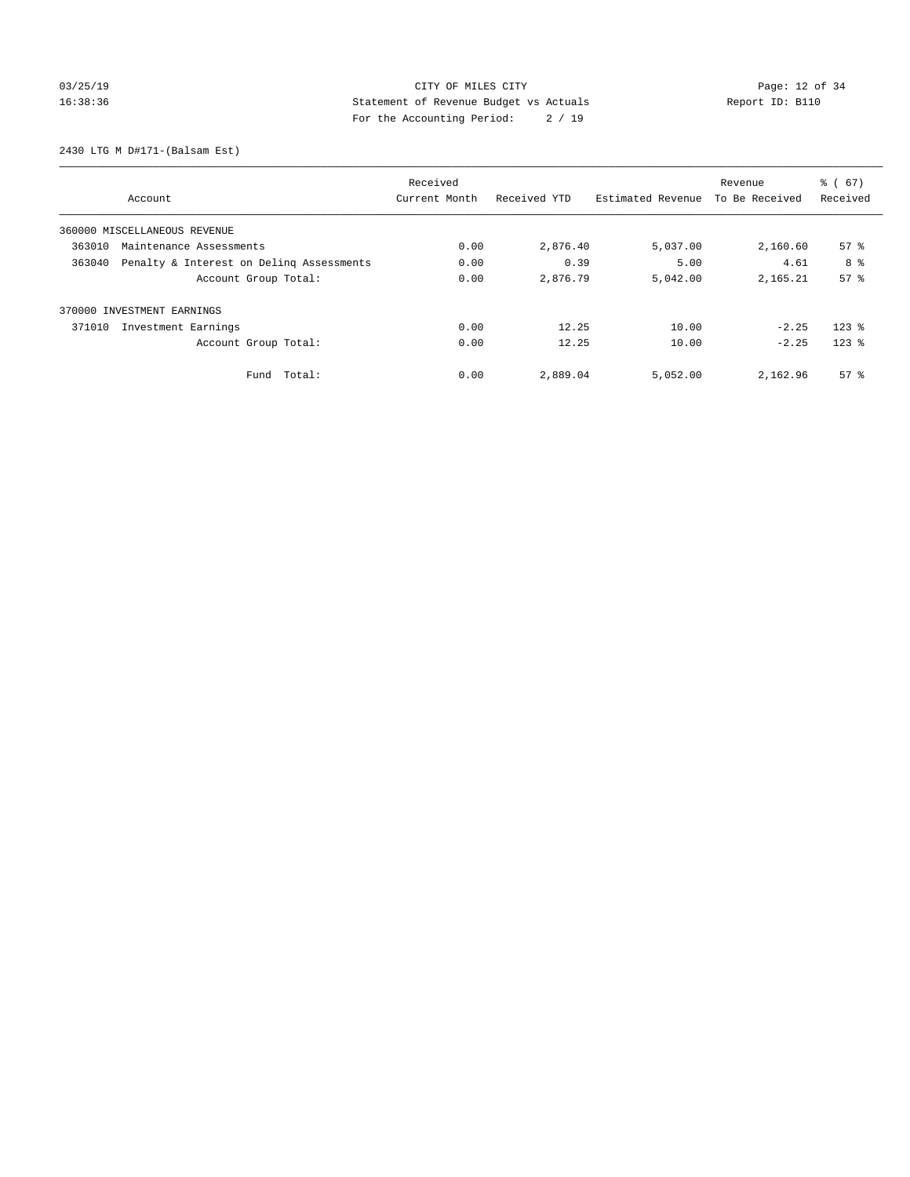CITY OF MILES CITY
Statement of Revenue Budget vs Actuals
For the Accounting Period: 2 / 19

03/25/19
16:38:36

Report ID: B110

2430 LTG M D#171-(Balsam Est)

| Account | Received Current Month | Received YTD | Estimated Revenue | Revenue To Be Received | % ( 67) Received |
|---|---|---|---|---|---|
| 360000 MISCELLANEOUS REVENUE | | | | | |
| 363010 Maintenance Assessments | 0.00 | 2,876.40 | 5,037.00 | 2,160.60 | 57 % |
| 363040 Penalty & Interest on Delinq Assessments | 0.00 | 0.39 | 5.00 | 4.61 | 8 % |
| Account Group Total: | 0.00 | 2,876.79 | 5,042.00 | 2,165.21 | 57 % |
| 370000 INVESTMENT EARNINGS | | | | | |
| 371010 Investment Earnings | 0.00 | 12.25 | 10.00 | -2.25 | 123 % |
| Account Group Total: | 0.00 | 12.25 | 10.00 | -2.25 | 123 % |
| Fund Total: | 0.00 | 2,889.04 | 5,052.00 | 2,162.96 | 57 % |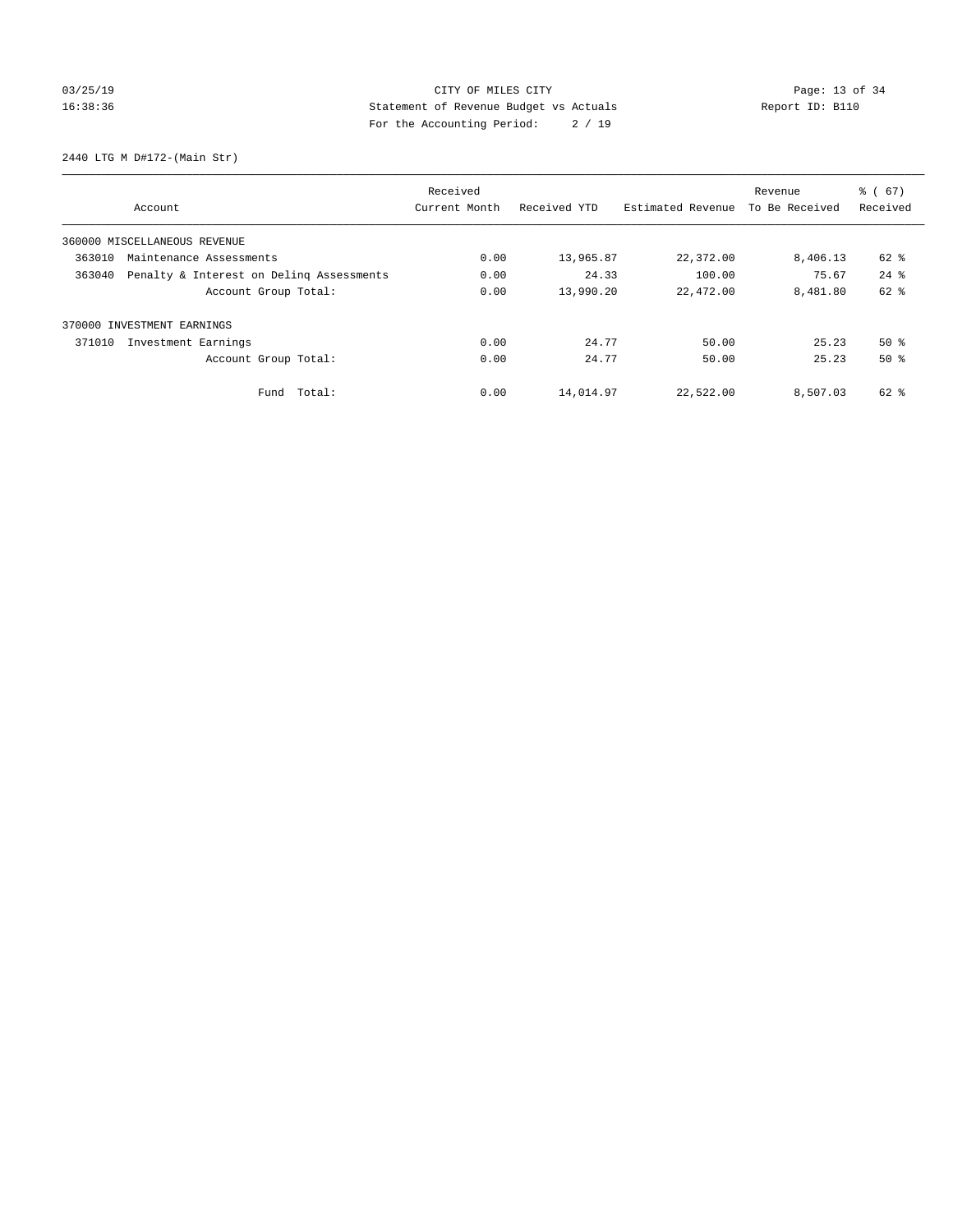CITY OF MILES CITY
Statement of Revenue Budget vs Actuals
For the Accounting Period: 2 / 19

03/25/19
16:38:36

Report ID: B110

2440 LTG M D#172-(Main Str)

| Account | Received Current Month | Received YTD | Estimated Revenue | Revenue To Be Received | % ( 67) Received |
|---|---|---|---|---|---|
| 360000 MISCELLANEOUS REVENUE | | | | | |
| 363010 Maintenance Assessments | 0.00 | 13,965.87 | 22,372.00 | 8,406.13 | 62 % |
| 363040 Penalty & Interest on Delinq Assessments | 0.00 | 24.33 | 100.00 | 75.67 | 24 % |
| Account Group Total: | 0.00 | 13,990.20 | 22,472.00 | 8,481.80 | 62 % |
| 370000 INVESTMENT EARNINGS | | | | | |
| 371010 Investment Earnings | 0.00 | 24.77 | 50.00 | 25.23 | 50 % |
| Account Group Total: | 0.00 | 24.77 | 50.00 | 25.23 | 50 % |
| Fund Total: | 0.00 | 14,014.97 | 22,522.00 | 8,507.03 | 62 % |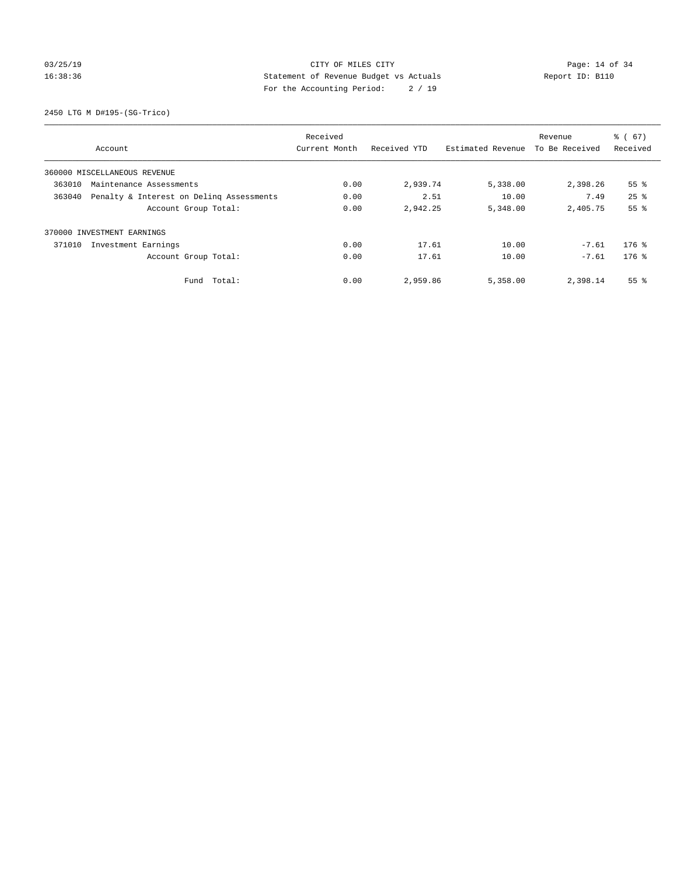CITY OF MILES CITY

Statement of Revenue Budget vs Actuals

For the Accounting Period: 2 / 19

03/25/19 16:38:36 Report ID: B110

2450 LTG M D#195-(SG-Trico)

| Account | Received Current Month | Received YTD | Estimated Revenue | Revenue To Be Received | % ( 67) Received |
|---|---|---|---|---|---|
| 360000 MISCELLANEOUS REVENUE | | | | | |
| 363010 Maintenance Assessments | 0.00 | 2,939.74 | 5,338.00 | 2,398.26 | 55 % |
| 363040 Penalty & Interest on Delinq Assessments | 0.00 | 2.51 | 10.00 | 7.49 | 25 % |
| Account Group Total: | 0.00 | 2,942.25 | 5,348.00 | 2,405.75 | 55 % |
| 370000 INVESTMENT EARNINGS | | | | | |
| 371010 Investment Earnings | 0.00 | 17.61 | 10.00 | -7.61 | 176 % |
| Account Group Total: | 0.00 | 17.61 | 10.00 | -7.61 | 176 % |
| Fund Total: | 0.00 | 2,959.86 | 5,358.00 | 2,398.14 | 55 % |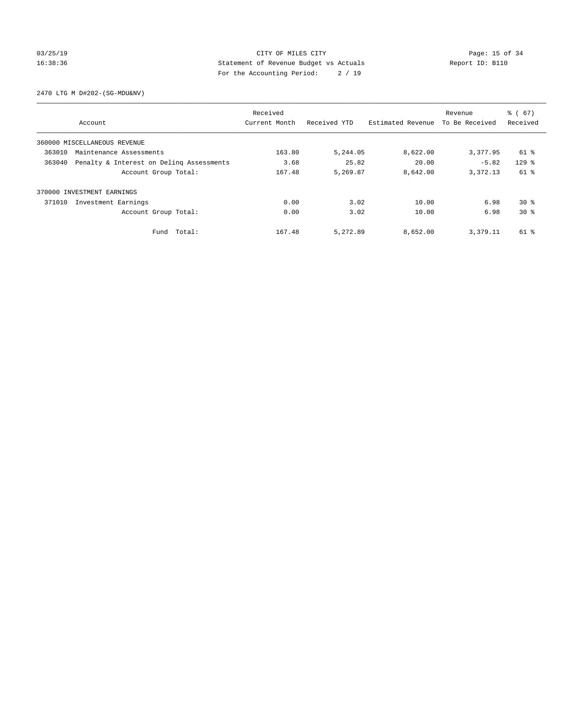03/25/19
16:38:36

CITY OF MILES CITY
Statement of Revenue Budget vs Actuals
For the Accounting Period: 2 / 19

Report ID: B110

2470 LTG M D#202-(SG-MDU&NV)

| Account | Received Current Month | Received YTD | Estimated Revenue | Revenue To Be Received | % ( 67) Received |
|---|---|---|---|---|---|
| 360000 MISCELLANEOUS REVENUE | | | | | |
| 363010 Maintenance Assessments | 163.80 | 5,244.05 | 8,622.00 | 3,377.95 | 61 % |
| 363040 Penalty & Interest on Delinq Assessments | 3.68 | 25.82 | 20.00 | -5.82 | 129 % |
| Account Group Total: | 167.48 | 5,269.87 | 8,642.00 | 3,372.13 | 61 % |
| 370000 INVESTMENT EARNINGS | | | | | |
| 371010 Investment Earnings | 0.00 | 3.02 | 10.00 | 6.98 | 30 % |
| Account Group Total: | 0.00 | 3.02 | 10.00 | 6.98 | 30 % |
| Fund Total: | 167.48 | 5,272.89 | 8,652.00 | 3,379.11 | 61 % |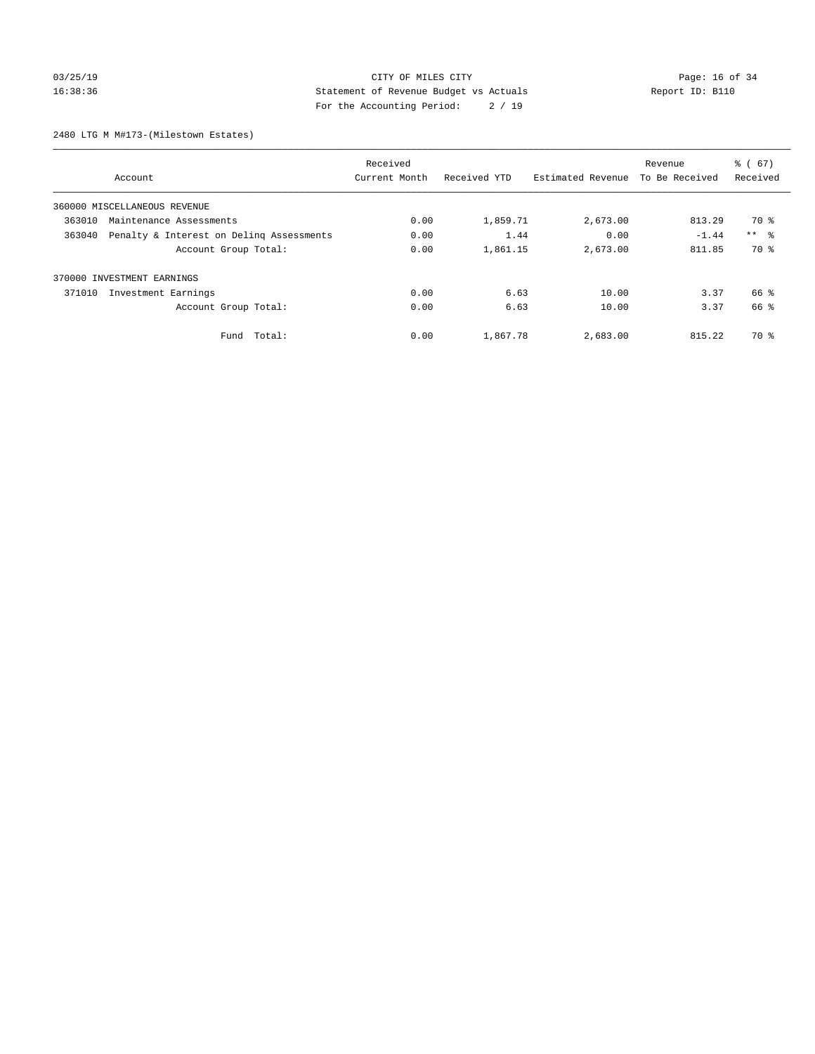CITY OF MILES CITY
Statement of Revenue Budget vs Actuals
For the Accounting Period: 2 / 19

03/25/19
16:38:36

Report ID: B110

2480 LTG M M#173-(Milestown Estates)

| Account | Received Current Month | Received YTD | Estimated Revenue | Revenue To Be Received | % ( 67) Received |
|---|---|---|---|---|---|
| 360000 MISCELLANEOUS REVENUE | | | | | |
| 363010 Maintenance Assessments | 0.00 | 1,859.71 | 2,673.00 | 813.29 | 70 % |
| 363040 Penalty & Interest on Delinq Assessments | 0.00 | 1.44 | 0.00 | -1.44 | ** % |
| Account Group Total: | 0.00 | 1,861.15 | 2,673.00 | 811.85 | 70 % |
| 370000 INVESTMENT EARNINGS | | | | | |
| 371010 Investment Earnings | 0.00 | 6.63 | 10.00 | 3.37 | 66 % |
| Account Group Total: | 0.00 | 6.63 | 10.00 | 3.37 | 66 % |
| Fund Total: | 0.00 | 1,867.78 | 2,683.00 | 815.22 | 70 % |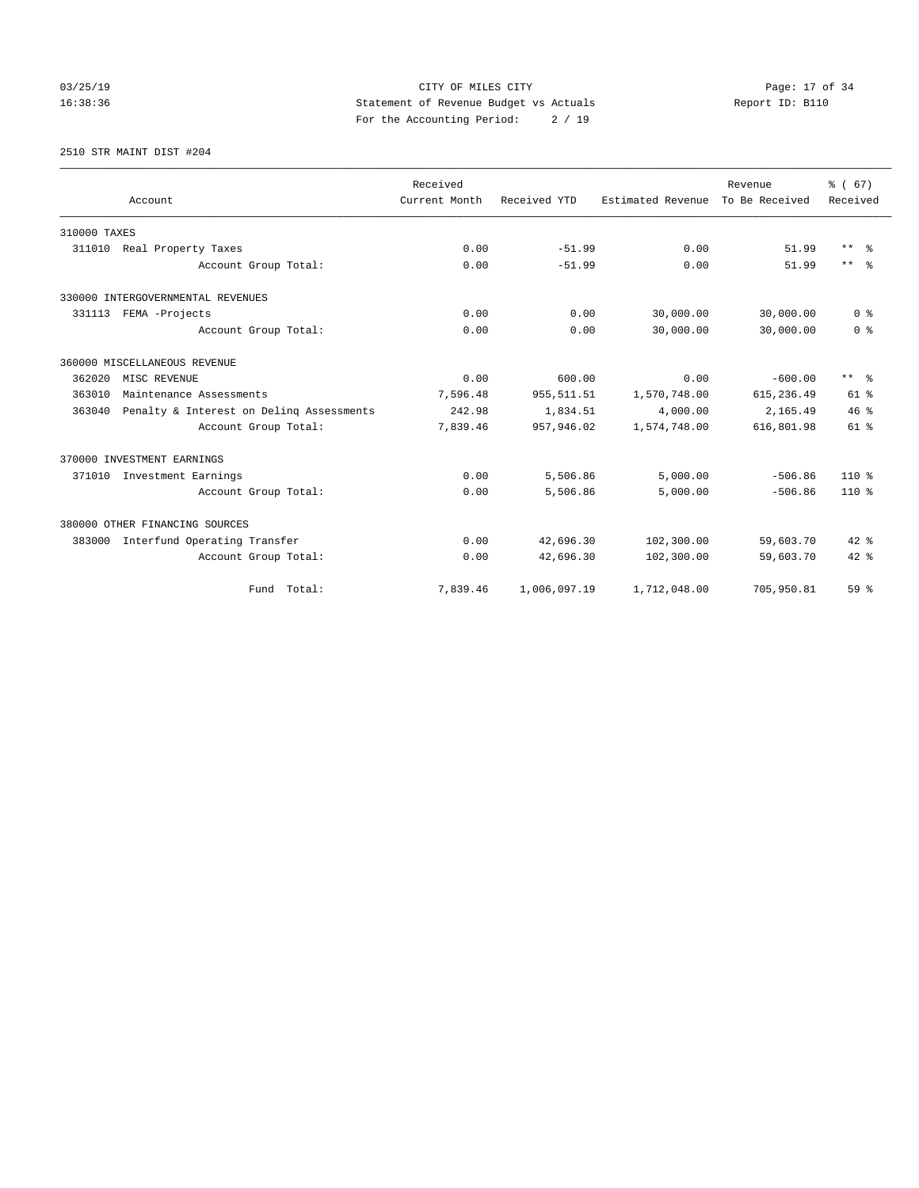03/25/19 CITY OF MILES CITY
16:38:36 Statement of Revenue Budget vs Actuals Report ID: B110
For the Accounting Period: 2 / 19

2510 STR MAINT DIST #204

| Account | Received Current Month | Received YTD | Estimated Revenue | Revenue To Be Received | % ( 67) Received |
|---|---|---|---|---|---|
| 310000 TAXES | | | | | |
| 311010 Real Property Taxes | 0.00 | -51.99 | 0.00 | 51.99 | ** % |
| Account Group Total: | 0.00 | -51.99 | 0.00 | 51.99 | ** % |
| 330000 INTERGOVERNMENTAL REVENUES | | | | | |
| 331113 FEMA -Projects | 0.00 | 0.00 | 30,000.00 | 30,000.00 | 0 % |
| Account Group Total: | 0.00 | 0.00 | 30,000.00 | 30,000.00 | 0 % |
| 360000 MISCELLANEOUS REVENUE | | | | | |
| 362020 MISC REVENUE | 0.00 | 600.00 | 0.00 | -600.00 | ** % |
| 363010 Maintenance Assessments | 7,596.48 | 955,511.51 | 1,570,748.00 | 615,236.49 | 61 % |
| 363040 Penalty & Interest on Delinq Assessments | 242.98 | 1,834.51 | 4,000.00 | 2,165.49 | 46 % |
| Account Group Total: | 7,839.46 | 957,946.02 | 1,574,748.00 | 616,801.98 | 61 % |
| 370000 INVESTMENT EARNINGS | | | | | |
| 371010 Investment Earnings | 0.00 | 5,506.86 | 5,000.00 | -506.86 | 110 % |
| Account Group Total: | 0.00 | 5,506.86 | 5,000.00 | -506.86 | 110 % |
| 380000 OTHER FINANCING SOURCES | | | | | |
| 383000 Interfund Operating Transfer | 0.00 | 42,696.30 | 102,300.00 | 59,603.70 | 42 % |
| Account Group Total: | 0.00 | 42,696.30 | 102,300.00 | 59,603.70 | 42 % |
| Fund Total: | 7,839.46 | 1,006,097.19 | 1,712,048.00 | 705,950.81 | 59 % |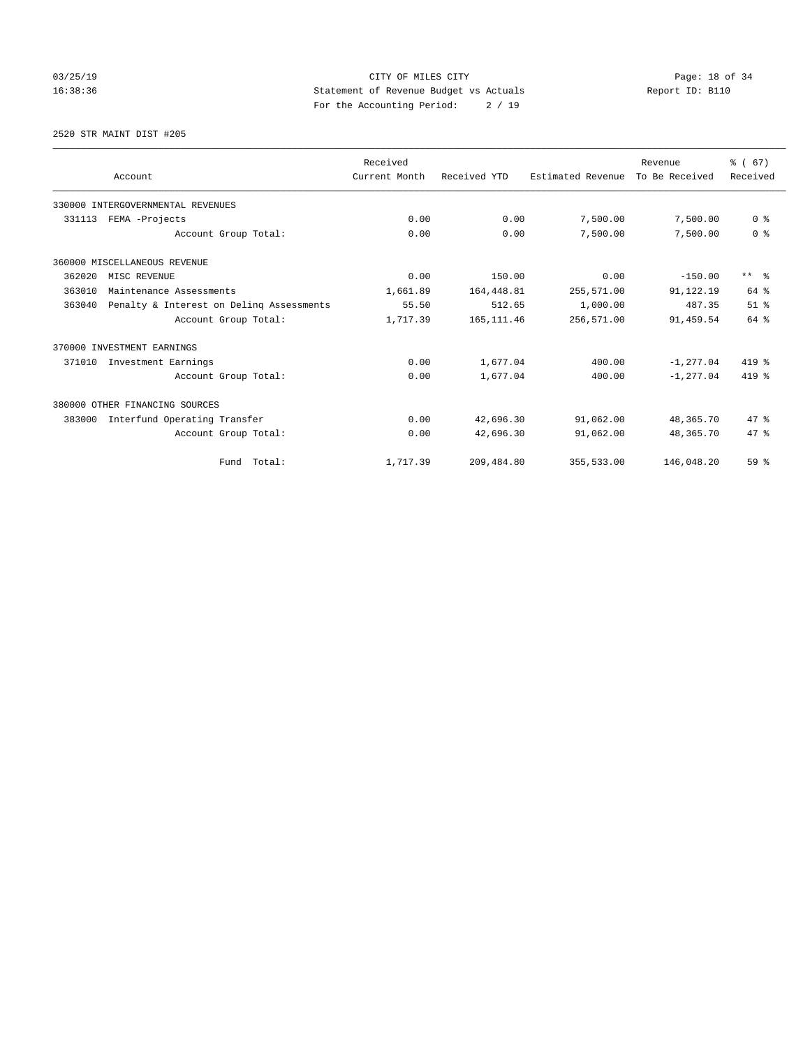CITY OF MILES CITY
Statement of Revenue Budget vs Actuals
For the Accounting Period: 2 / 19

03/25/19
16:38:36

Report ID: B110

2520 STR MAINT DIST #205

| Account | Received Current Month | Received YTD | Estimated Revenue | Revenue To Be Received | % ( 67) Received |
|---|---|---|---|---|---|
| 330000 INTERGOVERNMENTAL REVENUES | | | | | |
| 331113 FEMA -Projects | 0.00 | 0.00 | 7,500.00 | 7,500.00 | 0 % |
| Account Group Total: | 0.00 | 0.00 | 7,500.00 | 7,500.00 | 0 % |
| 360000 MISCELLANEOUS REVENUE | | | | | |
| 362020 MISC REVENUE | 0.00 | 150.00 | 0.00 | -150.00 | ** % |
| 363010 Maintenance Assessments | 1,661.89 | 164,448.81 | 255,571.00 | 91,122.19 | 64 % |
| 363040 Penalty & Interest on Delinq Assessments | 55.50 | 512.65 | 1,000.00 | 487.35 | 51 % |
| Account Group Total: | 1,717.39 | 165,111.46 | 256,571.00 | 91,459.54 | 64 % |
| 370000 INVESTMENT EARNINGS | | | | | |
| 371010 Investment Earnings | 0.00 | 1,677.04 | 400.00 | -1,277.04 | 419 % |
| Account Group Total: | 0.00 | 1,677.04 | 400.00 | -1,277.04 | 419 % |
| 380000 OTHER FINANCING SOURCES | | | | | |
| 383000 Interfund Operating Transfer | 0.00 | 42,696.30 | 91,062.00 | 48,365.70 | 47 % |
| Account Group Total: | 0.00 | 42,696.30 | 91,062.00 | 48,365.70 | 47 % |
| Fund Total: | 1,717.39 | 209,484.80 | 355,533.00 | 146,048.20 | 59 % |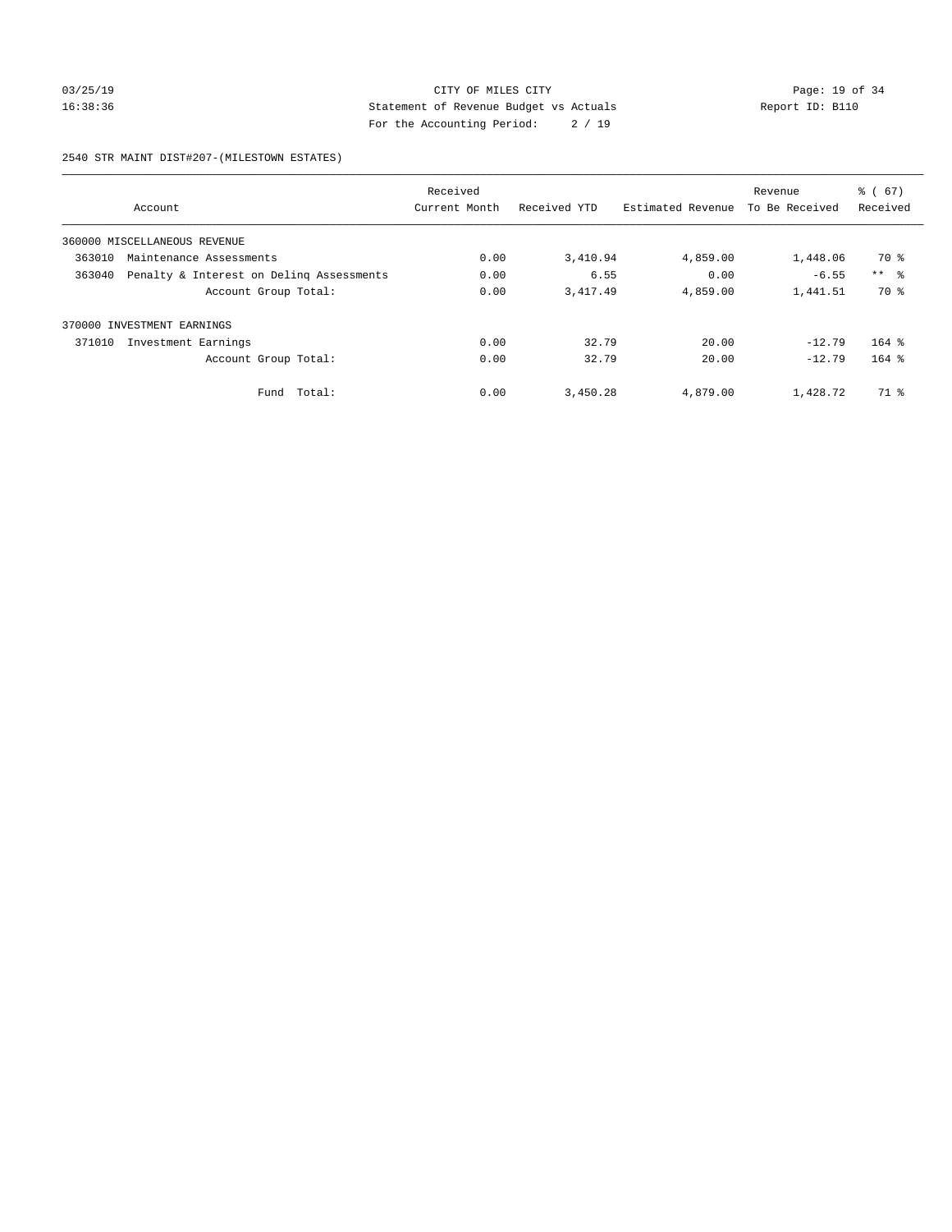CITY OF MILES CITY
Statement of Revenue Budget vs Actuals
For the Accounting Period: 2 / 19

03/25/19
16:38:36

Report ID: B110

2540 STR MAINT DIST#207-(MILESTOWN ESTATES)

| Account | Received Current Month | Received YTD | Estimated Revenue | Revenue To Be Received | % ( 67) Received |
|---|---|---|---|---|---|
| 360000 MISCELLANEOUS REVENUE | | | | | |
| 363010 Maintenance Assessments | 0.00 | 3,410.94 | 4,859.00 | 1,448.06 | 70 % |
| 363040 Penalty & Interest on Delinq Assessments | 0.00 | 6.55 | 0.00 | -6.55 | ** % |
| Account Group Total: | 0.00 | 3,417.49 | 4,859.00 | 1,441.51 | 70 % |
| 370000 INVESTMENT EARNINGS | | | | | |
| 371010 Investment Earnings | 0.00 | 32.79 | 20.00 | -12.79 | 164 % |
| Account Group Total: | 0.00 | 32.79 | 20.00 | -12.79 | 164 % |
| Fund Total: | 0.00 | 3,450.28 | 4,879.00 | 1,428.72 | 71 % |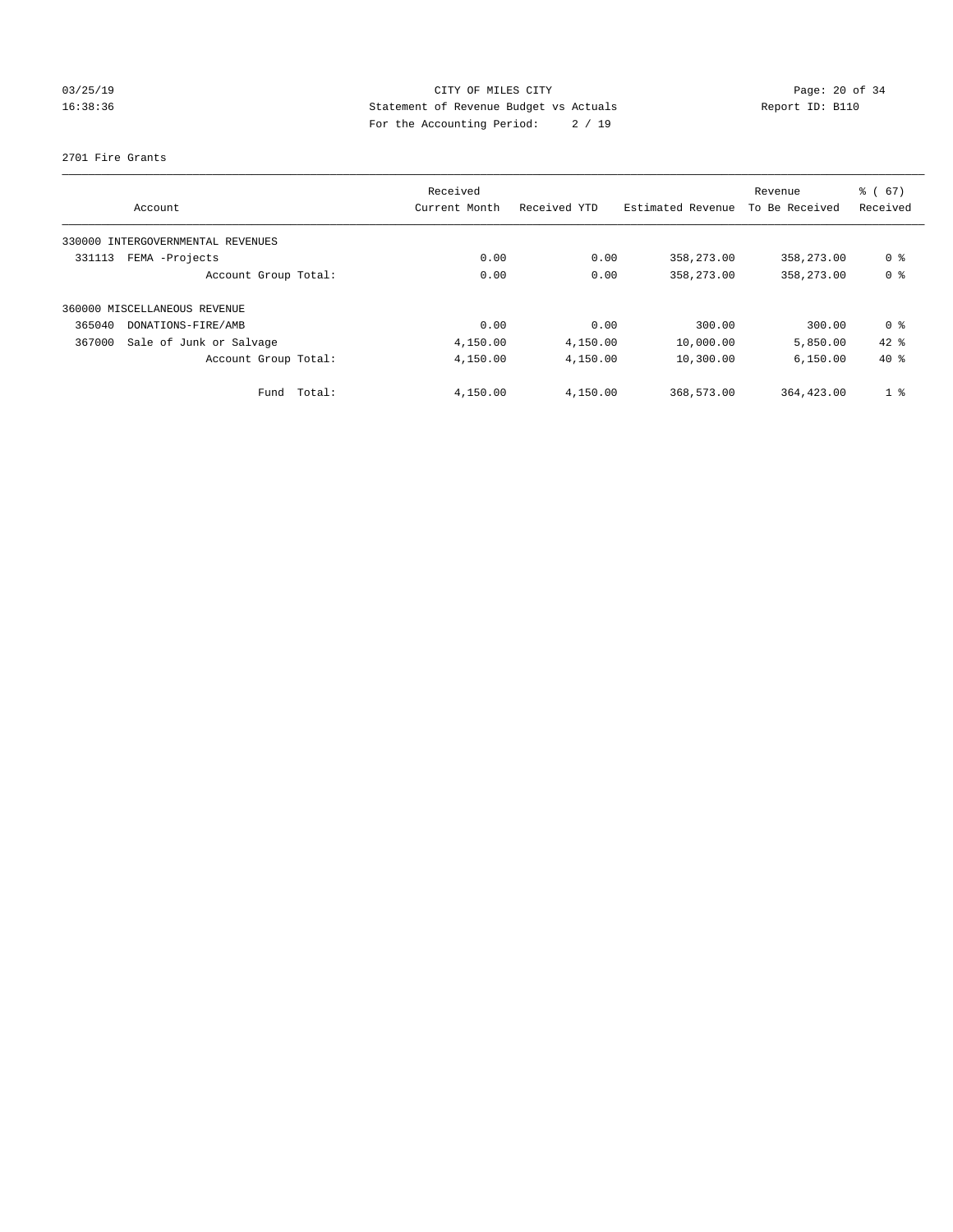CITY OF MILES CITY
Statement of Revenue Budget vs Actuals
For the Accounting Period: 2 / 19

03/25/19
16:38:36

Report ID: B110

2701 Fire Grants

| Account | Received Current Month | Received YTD | Estimated Revenue | Revenue To Be Received | % ( 67) Received |
|---|---|---|---|---|---|
| 330000 INTERGOVERNMENTAL REVENUES | | | | | |
| 331113 FEMA -Projects | 0.00 | 0.00 | 358,273.00 | 358,273.00 | 0 % |
| Account Group Total: | 0.00 | 0.00 | 358,273.00 | 358,273.00 | 0 % |
| 360000 MISCELLANEOUS REVENUE | | | | | |
| 365040 DONATIONS-FIRE/AMB | 0.00 | 0.00 | 300.00 | 300.00 | 0 % |
| 367000 Sale of Junk or Salvage | 4,150.00 | 4,150.00 | 10,000.00 | 5,850.00 | 42 % |
| Account Group Total: | 4,150.00 | 4,150.00 | 10,300.00 | 6,150.00 | 40 % |
| Fund Total: | 4,150.00 | 4,150.00 | 368,573.00 | 364,423.00 | 1 % |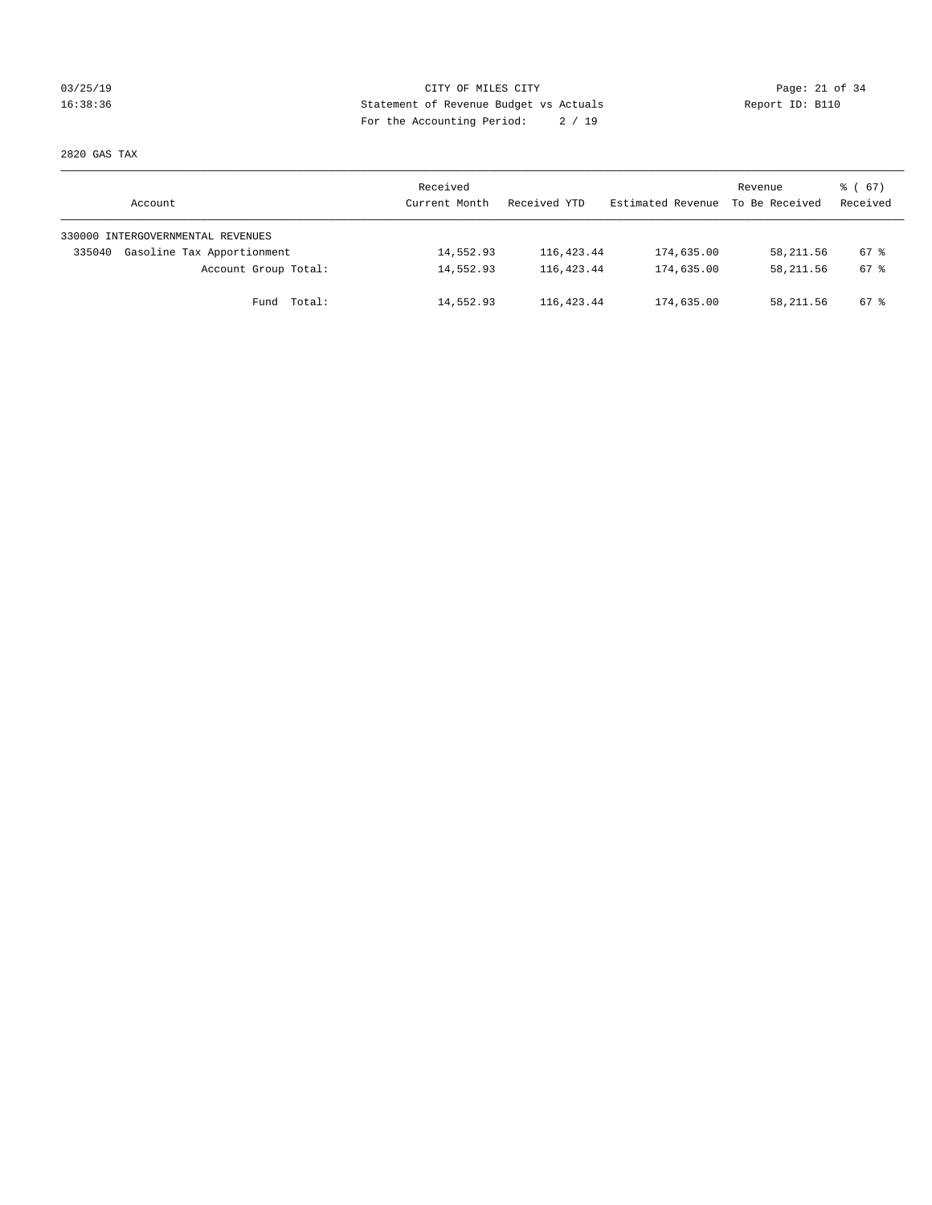CITY OF MILES CITY

Statement of Revenue Budget vs Actuals

For the Accounting Period: 2 / 19

03/25/19 16:38:36 Report ID: B110

2820 GAS TAX

| Account | Received Current Month | Received YTD | Estimated Revenue | Revenue To Be Received | % ( 67) Received |
|---|---|---|---|---|---|
| 330000 INTERGOVERNMENTAL REVENUES | | | | | |
| 335040 Gasoline Tax Apportionment | 14,552.93 | 116,423.44 | 174,635.00 | 58,211.56 | 67 % |
| Account Group Total: | 14,552.93 | 116,423.44 | 174,635.00 | 58,211.56 | 67 % |
| Fund Total: | 14,552.93 | 116,423.44 | 174,635.00 | 58,211.56 | 67 % |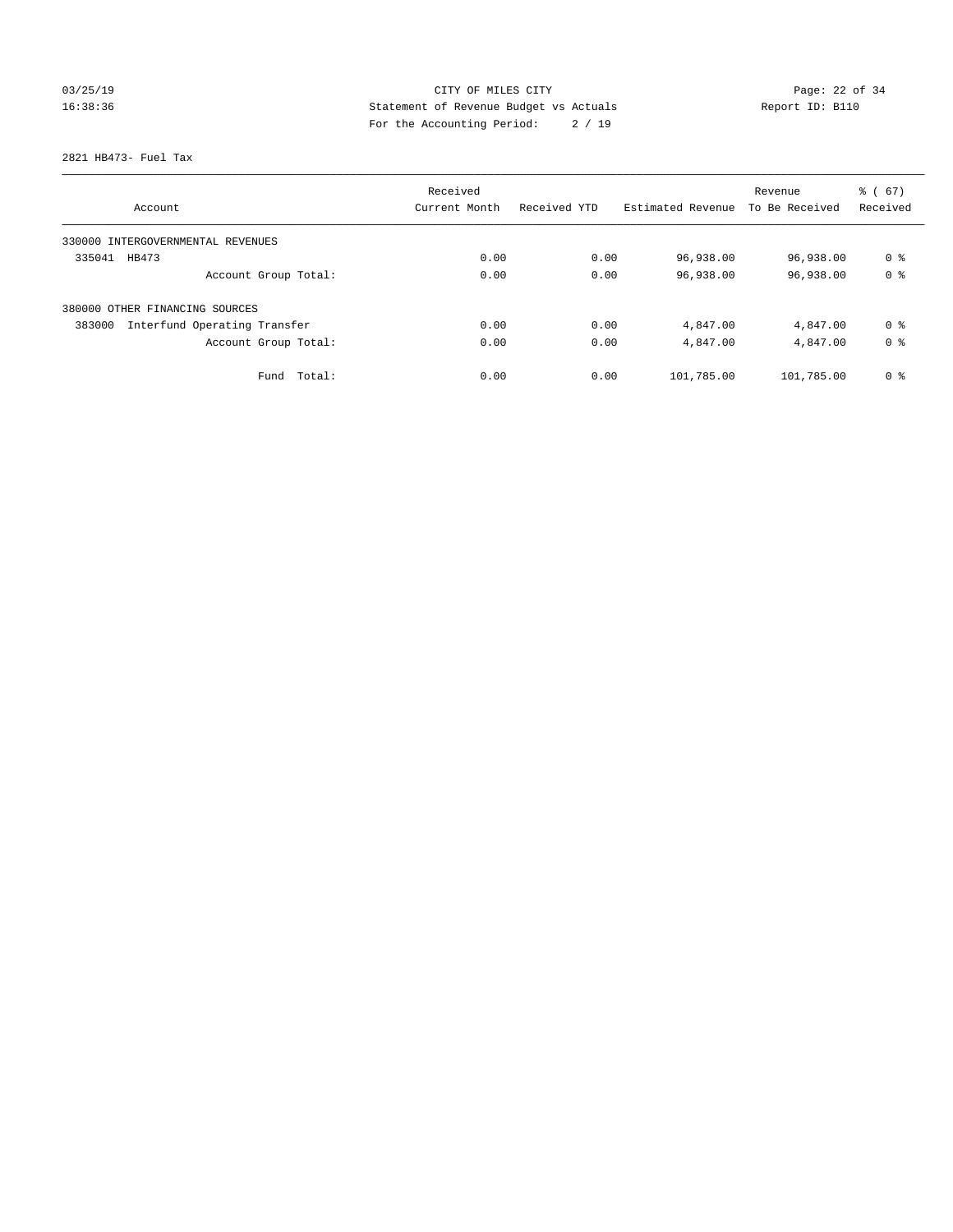CITY OF MILES CITY
Statement of Revenue Budget vs Actuals
For the Accounting Period: 2 / 19

03/25/19
16:38:36

Report ID: B110

2821 HB473- Fuel Tax

| Account | Received Current Month | Received YTD | Estimated Revenue | Revenue To Be Received | % ( 67) Received |
|---|---|---|---|---|---|
| 330000 INTERGOVERNMENTAL REVENUES | | | | | |
| 335041 HB473 | 0.00 | 0.00 | 96,938.00 | 96,938.00 | 0 % |
| Account Group Total: | 0.00 | 0.00 | 96,938.00 | 96,938.00 | 0 % |
| 380000 OTHER FINANCING SOURCES | | | | | |
| 383000 Interfund Operating Transfer | 0.00 | 0.00 | 4,847.00 | 4,847.00 | 0 % |
| Account Group Total: | 0.00 | 0.00 | 4,847.00 | 4,847.00 | 0 % |
| Fund Total: | 0.00 | 0.00 | 101,785.00 | 101,785.00 | 0 % |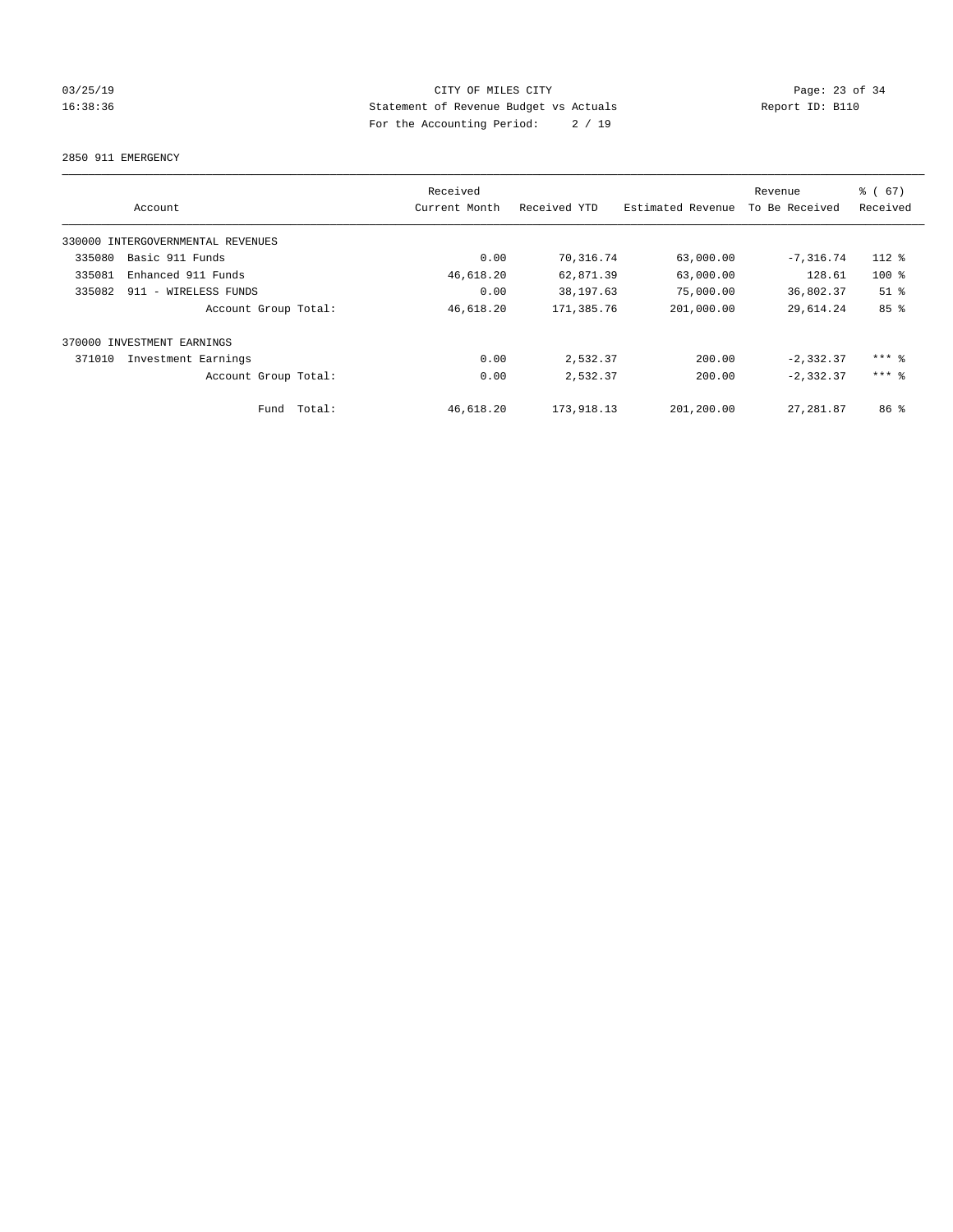CITY OF MILES CITY
Statement of Revenue Budget vs Actuals
For the Accounting Period: 2 / 19

03/25/19
16:38:36

Report ID: B110

2850 911 EMERGENCY

| Account | Received Current Month | Received YTD | Estimated Revenue | Revenue To Be Received | % ( 67) Received |
|---|---|---|---|---|---|
| 330000 INTERGOVERNMENTAL REVENUES | | | | | |
| 335080 Basic 911 Funds | 0.00 | 70,316.74 | 63,000.00 | -7,316.74 | 112 % |
| 335081 Enhanced 911 Funds | 46,618.20 | 62,871.39 | 63,000.00 | 128.61 | 100 % |
| 335082 911 - WIRELESS FUNDS | 0.00 | 38,197.63 | 75,000.00 | 36,802.37 | 51 % |
| Account Group Total: | 46,618.20 | 171,385.76 | 201,000.00 | 29,614.24 | 85 % |
| 370000 INVESTMENT EARNINGS | | | | | |
| 371010 Investment Earnings | 0.00 | 2,532.37 | 200.00 | -2,332.37 | *** % |
| Account Group Total: | 0.00 | 2,532.37 | 200.00 | -2,332.37 | *** % |
| Fund Total: | 46,618.20 | 173,918.13 | 201,200.00 | 27,281.87 | 86 % |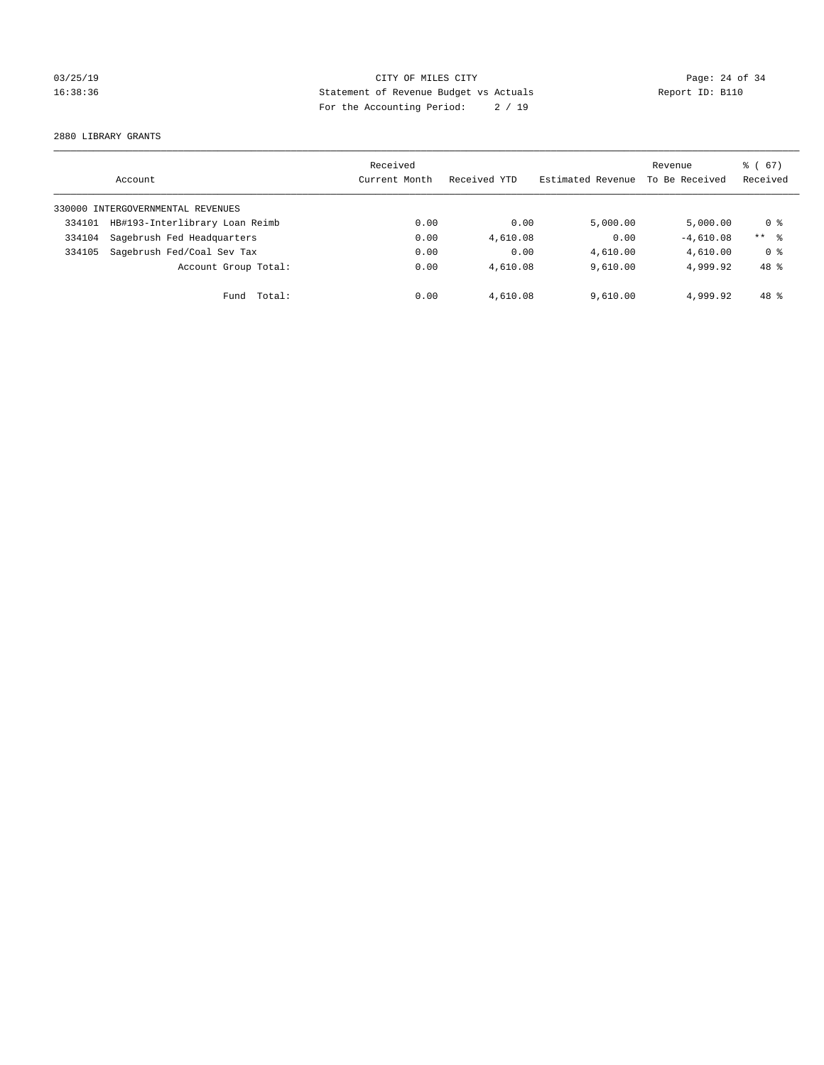CITY OF MILES CITY

Statement of Revenue Budget vs Actuals

For the Accounting Period: 2 / 19

03/25/19
16:38:36

Report ID: B110

2880 LIBRARY GRANTS

| Account | Received Current Month | Received YTD | Estimated Revenue | Revenue To Be Received | % ( 67) Received |
|---|---|---|---|---|---|
| 330000 INTERGOVERNMENTAL REVENUES | | | | | |
| 334101 HB#193-Interlibrary Loan Reimb | 0.00 | 0.00 | 5,000.00 | 5,000.00 | 0 % |
| 334104 Sagebrush Fed Headquarters | 0.00 | 4,610.08 | 0.00 | -4,610.08 | ** % |
| 334105 Sagebrush Fed/Coal Sev Tax | 0.00 | 0.00 | 4,610.00 | 4,610.00 | 0 % |
| Account Group Total: | 0.00 | 4,610.08 | 9,610.00 | 4,999.92 | 48 % |
| Fund Total: | 0.00 | 4,610.08 | 9,610.00 | 4,999.92 | 48 % |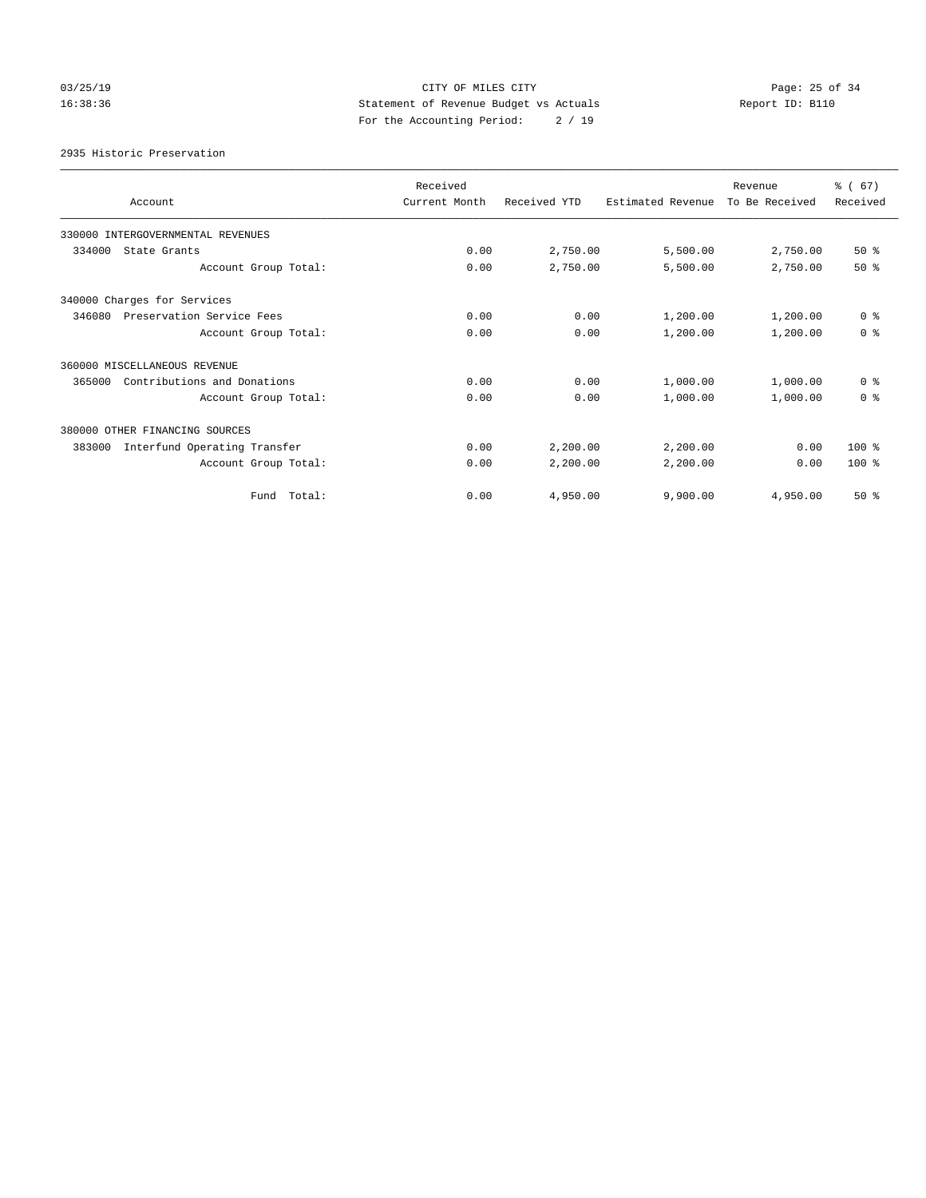CITY OF MILES CITY
Statement of Revenue Budget vs Actuals
For the Accounting Period: 2 / 19

03/25/19
16:38:36

Report ID: B110

2935 Historic Preservation

| Account | Received Current Month | Received YTD | Estimated Revenue | Revenue To Be Received | % ( 67) Received |
|---|---|---|---|---|---|
| 330000 INTERGOVERNMENTAL REVENUES | | | | | |
| 334000 State Grants | 0.00 | 2,750.00 | 5,500.00 | 2,750.00 | 50 % |
| Account Group Total: | 0.00 | 2,750.00 | 5,500.00 | 2,750.00 | 50 % |
| 340000 Charges for Services | | | | | |
| 346080 Preservation Service Fees | 0.00 | 0.00 | 1,200.00 | 1,200.00 | 0 % |
| Account Group Total: | 0.00 | 0.00 | 1,200.00 | 1,200.00 | 0 % |
| 360000 MISCELLANEOUS REVENUE | | | | | |
| 365000 Contributions and Donations | 0.00 | 0.00 | 1,000.00 | 1,000.00 | 0 % |
| Account Group Total: | 0.00 | 0.00 | 1,000.00 | 1,000.00 | 0 % |
| 380000 OTHER FINANCING SOURCES | | | | | |
| 383000 Interfund Operating Transfer | 0.00 | 2,200.00 | 2,200.00 | 0.00 | 100 % |
| Account Group Total: | 0.00 | 2,200.00 | 2,200.00 | 0.00 | 100 % |
| Fund Total: | 0.00 | 4,950.00 | 9,900.00 | 4,950.00 | 50 % |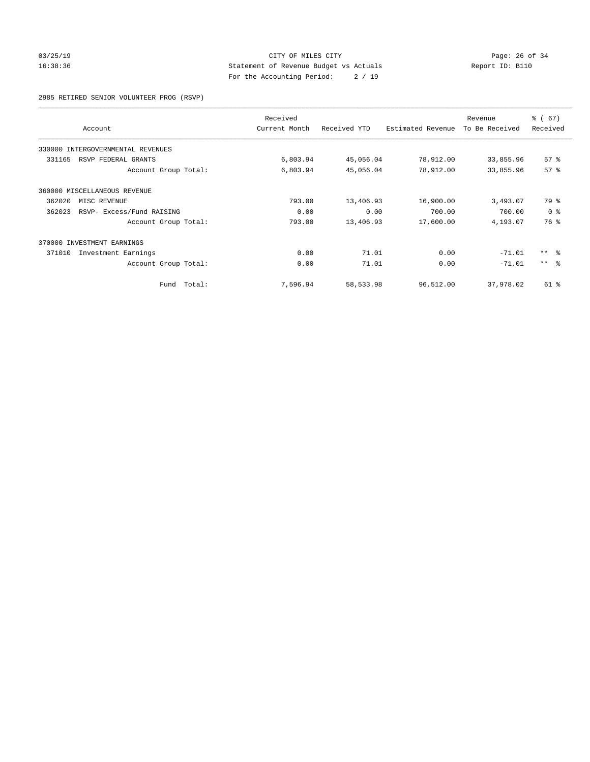CITY OF MILES CITY
Statement of Revenue Budget vs Actuals
For the Accounting Period: 2 / 19

03/25/19
16:38:36

Report ID: B110

2985 RETIRED SENIOR VOLUNTEER PROG (RSVP)

| Account | Received Current Month | Received YTD | Estimated Revenue | Revenue To Be Received | % ( 67) Received |
|---|---|---|---|---|---|
| 330000 INTERGOVERNMENTAL REVENUES | | | | | |
| 331165 RSVP FEDERAL GRANTS | 6,803.94 | 45,056.04 | 78,912.00 | 33,855.96 | 57 % |
| Account Group Total: | 6,803.94 | 45,056.04 | 78,912.00 | 33,855.96 | 57 % |
| 360000 MISCELLANEOUS REVENUE | | | | | |
| 362020 MISC REVENUE | 793.00 | 13,406.93 | 16,900.00 | 3,493.07 | 79 % |
| 362023 RSVP- Excess/Fund RAISING | 0.00 | 0.00 | 700.00 | 700.00 | 0 % |
| Account Group Total: | 793.00 | 13,406.93 | 17,600.00 | 4,193.07 | 76 % |
| 370000 INVESTMENT EARNINGS | | | | | |
| 371010 Investment Earnings | 0.00 | 71.01 | 0.00 | -71.01 | ** % |
| Account Group Total: | 0.00 | 71.01 | 0.00 | -71.01 | ** % |
| Fund Total: | 7,596.94 | 58,533.98 | 96,512.00 | 37,978.02 | 61 % |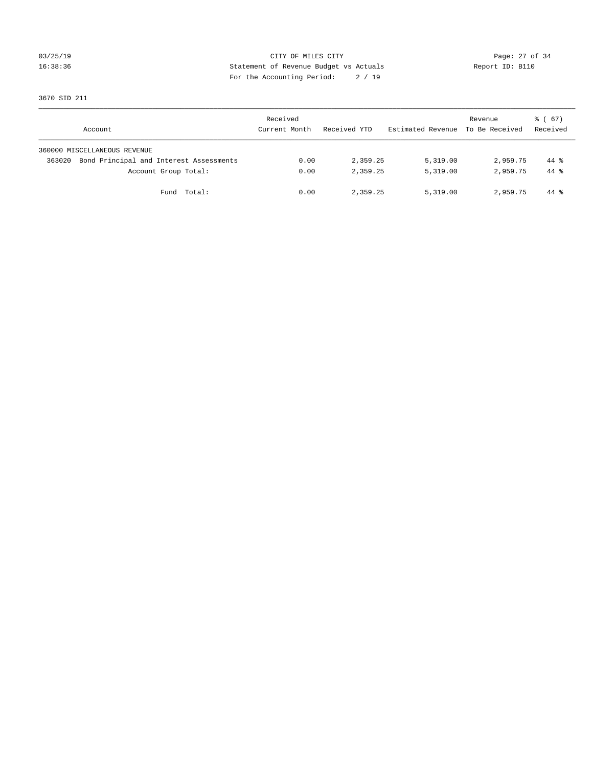CITY OF MILES CITY
Statement of Revenue Budget vs Actuals
For the Accounting Period: 2 / 19

03/25/19
16:38:36

Report ID: B110

3670 SID 211

| Account | Received Current Month | Received YTD | Estimated Revenue | Revenue To Be Received | % ( 67) Received |
|---|---|---|---|---|---|
| 360000 MISCELLANEOUS REVENUE | | | | | |
| 363020 Bond Principal and Interest Assessments | 0.00 | 2,359.25 | 5,319.00 | 2,959.75 | 44 % |
| Account Group Total: | 0.00 | 2,359.25 | 5,319.00 | 2,959.75 | 44 % |
| Fund Total: | 0.00 | 2,359.25 | 5,319.00 | 2,959.75 | 44 % |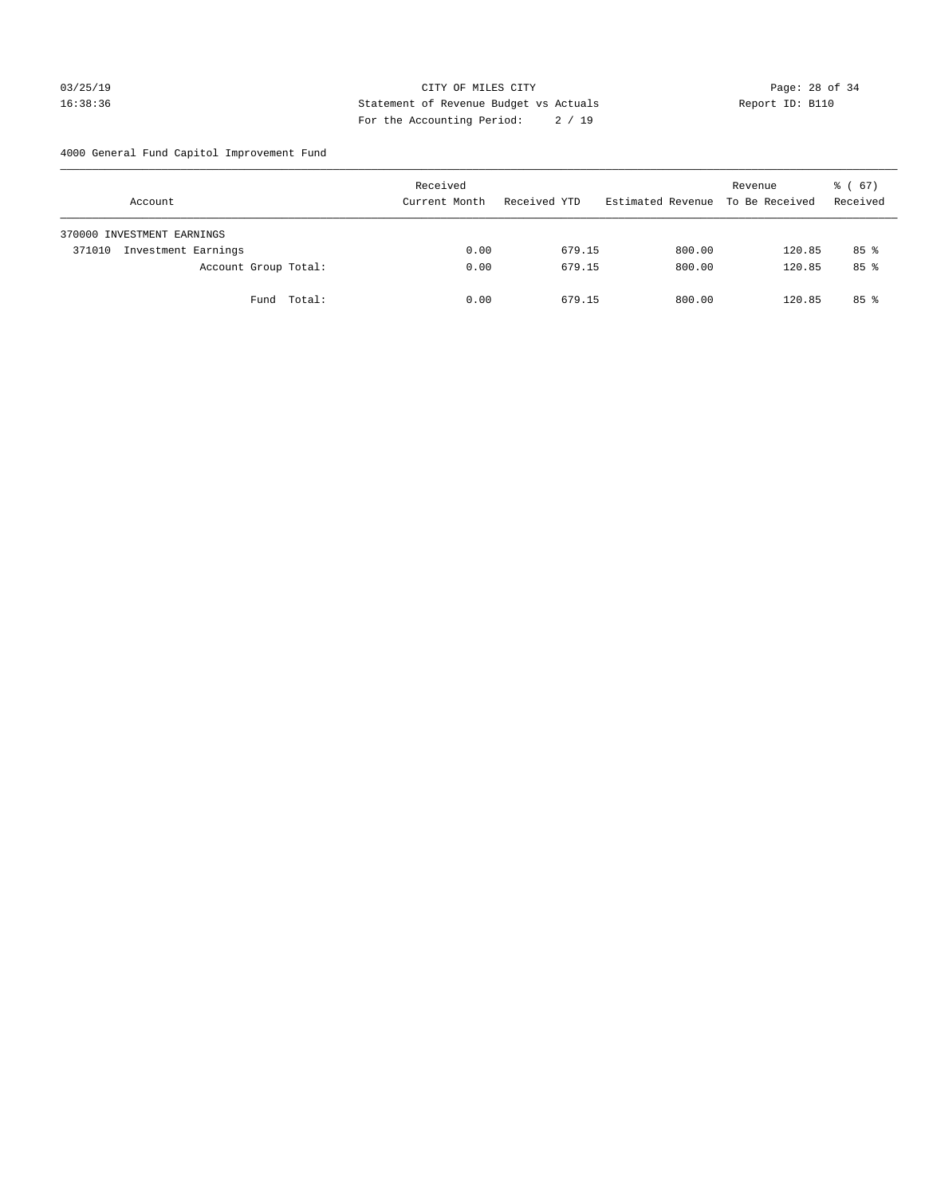CITY OF MILES CITY
Statement of Revenue Budget vs Actuals
For the Accounting Period: 2 / 19

03/25/19
16:38:36

Report ID: B110

4000 General Fund Capitol Improvement Fund

| Account | Received Current Month | Received YTD | Estimated Revenue | Revenue To Be Received | % ( 67) Received |
|---|---|---|---|---|---|
| 370000 INVESTMENT EARNINGS | | | | | |
| 371010 Investment Earnings | 0.00 | 679.15 | 800.00 | 120.85 | 85 % |
| Account Group Total: | 0.00 | 679.15 | 800.00 | 120.85 | 85 % |
| Fund Total: | 0.00 | 679.15 | 800.00 | 120.85 | 85 % |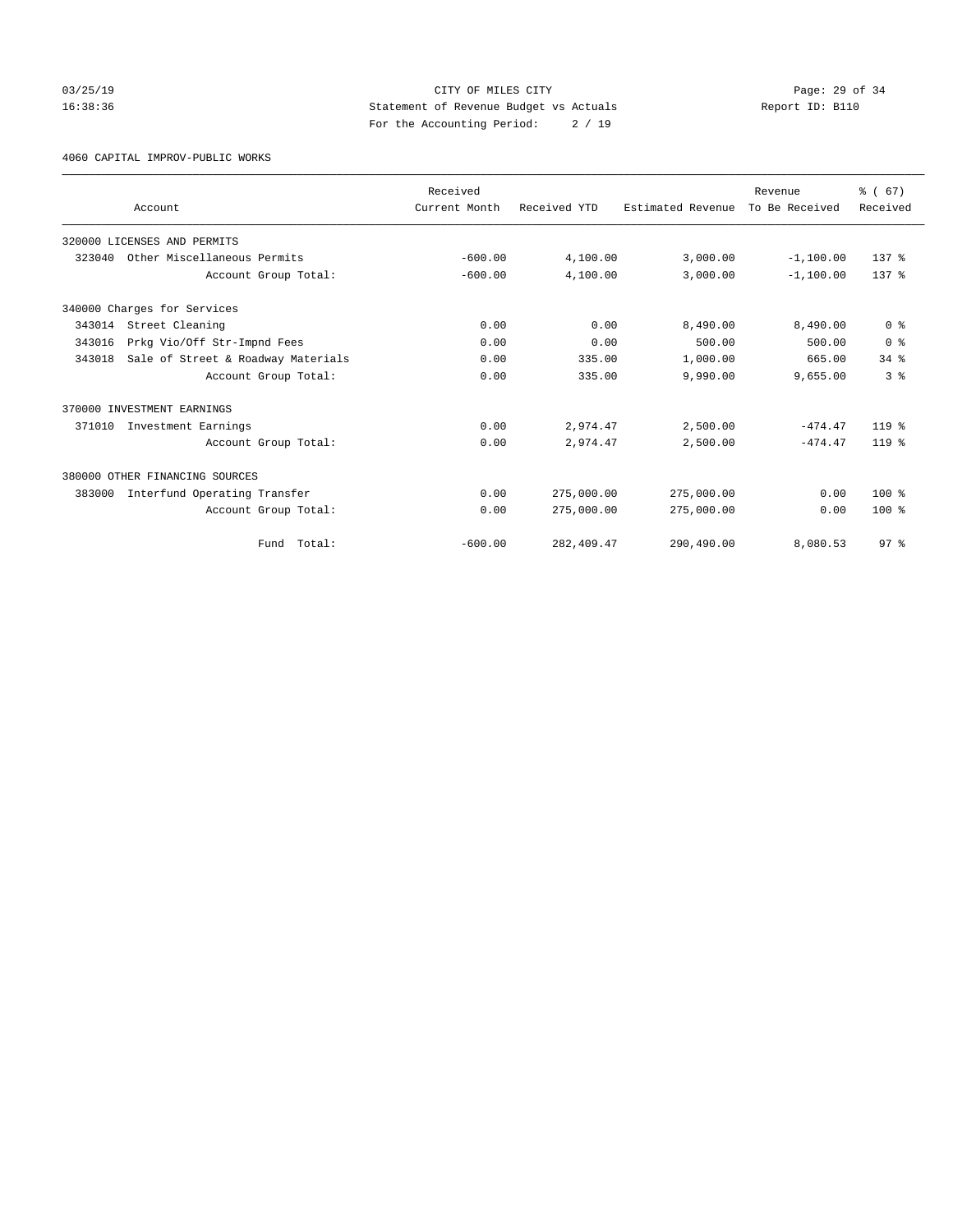CITY OF MILES CITY
Statement of Revenue Budget vs Actuals
For the Accounting Period: 2 / 19

03/25/19
16:38:36

Report ID: B110

4060 CAPITAL IMPROV-PUBLIC WORKS

| Account | Received Current Month | Received YTD | Estimated Revenue | Revenue To Be Received | % ( 67) Received |
|---|---|---|---|---|---|
| 320000 LICENSES AND PERMITS | | | | | |
| 323040 Other Miscellaneous Permits | -600.00 | 4,100.00 | 3,000.00 | -1,100.00 | 137 % |
| Account Group Total: | -600.00 | 4,100.00 | 3,000.00 | -1,100.00 | 137 % |
| 340000 Charges for Services | | | | | |
| 343014 Street Cleaning | 0.00 | 0.00 | 8,490.00 | 8,490.00 | 0 % |
| 343016 Prkg Vio/Off Str-Impnd Fees | 0.00 | 0.00 | 500.00 | 500.00 | 0 % |
| 343018 Sale of Street & Roadway Materials | 0.00 | 335.00 | 1,000.00 | 665.00 | 34 % |
| Account Group Total: | 0.00 | 335.00 | 9,990.00 | 9,655.00 | 3 % |
| 370000 INVESTMENT EARNINGS | | | | | |
| 371010 Investment Earnings | 0.00 | 2,974.47 | 2,500.00 | -474.47 | 119 % |
| Account Group Total: | 0.00 | 2,974.47 | 2,500.00 | -474.47 | 119 % |
| 380000 OTHER FINANCING SOURCES | | | | | |
| 383000 Interfund Operating Transfer | 0.00 | 275,000.00 | 275,000.00 | 0.00 | 100 % |
| Account Group Total: | 0.00 | 275,000.00 | 275,000.00 | 0.00 | 100 % |
| Fund Total: | -600.00 | 282,409.47 | 290,490.00 | 8,080.53 | 97 % |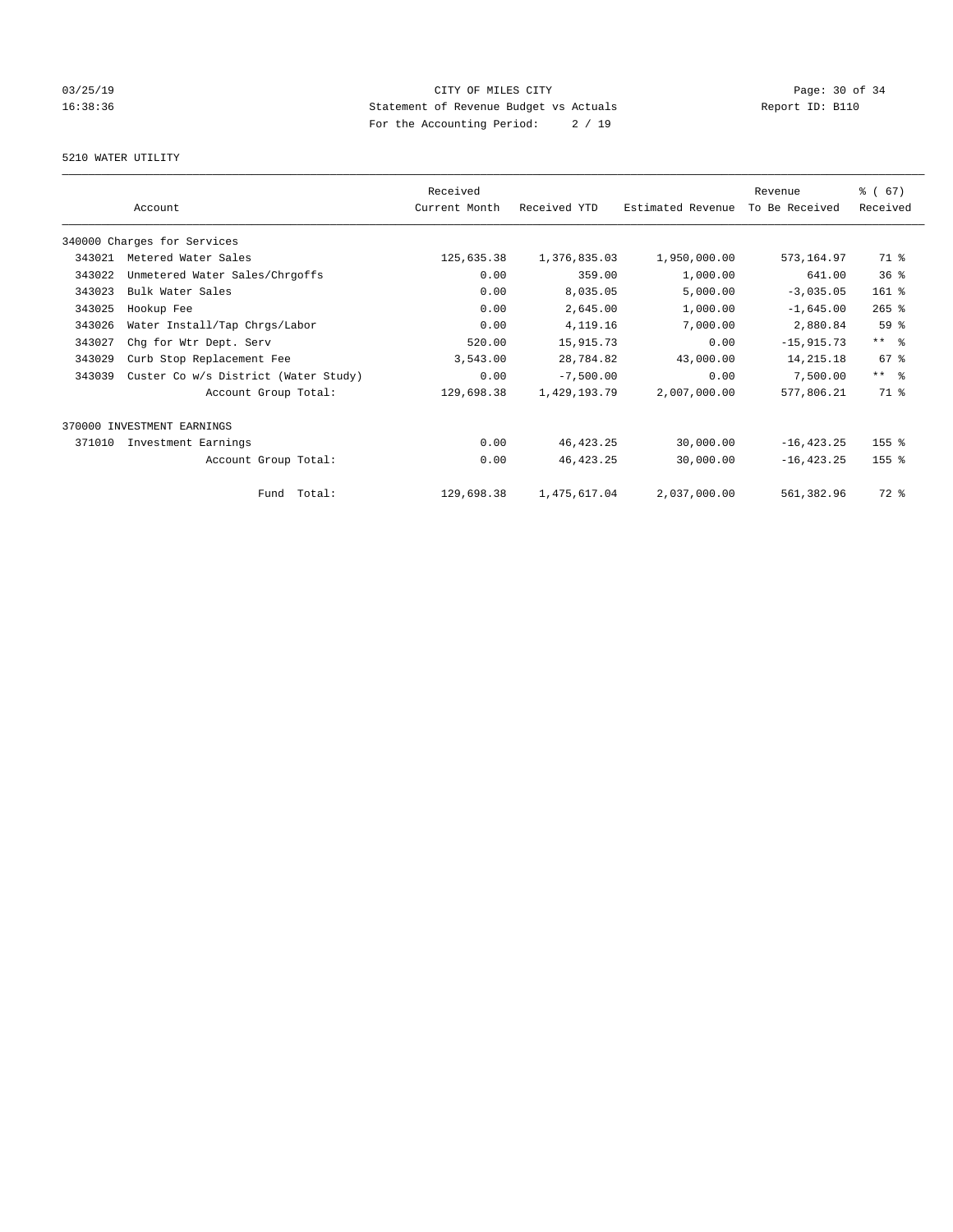CITY OF MILES CITY
Statement of Revenue Budget vs Actuals
For the Accounting Period: 2 / 19

03/25/19
16:38:36

Report ID: B110

5210 WATER UTILITY

| | Account | Received Current Month | Received YTD | Estimated Revenue | Revenue To Be Received | % ( 67) Received |
|---|---|---|---|---|---|---|
| 340000 Charges for Services | | | | | | |
| 343021 | Metered Water Sales | 125,635.38 | 1,376,835.03 | 1,950,000.00 | 573,164.97 | 71 % |
| 343022 | Unmetered Water Sales/Chrgoffs | 0.00 | 359.00 | 1,000.00 | 641.00 | 36 % |
| 343023 | Bulk Water Sales | 0.00 | 8,035.05 | 5,000.00 | -3,035.05 | 161 % |
| 343025 | Hookup Fee | 0.00 | 2,645.00 | 1,000.00 | -1,645.00 | 265 % |
| 343026 | Water Install/Tap Chrgs/Labor | 0.00 | 4,119.16 | 7,000.00 | 2,880.84 | 59 % |
| 343027 | Chg for Wtr Dept. Serv | 520.00 | 15,915.73 | 0.00 | -15,915.73 | ** % |
| 343029 | Curb Stop Replacement Fee | 3,543.00 | 28,784.82 | 43,000.00 | 14,215.18 | 67 % |
| 343039 | Custer Co w/s District (Water Study) | 0.00 | -7,500.00 | 0.00 | 7,500.00 | ** % |
| | Account Group Total: | 129,698.38 | 1,429,193.79 | 2,007,000.00 | 577,806.21 | 71 % |
| 370000 INVESTMENT EARNINGS | | | | | | |
| 371010 | Investment Earnings | 0.00 | 46,423.25 | 30,000.00 | -16,423.25 | 155 % |
| | Account Group Total: | 0.00 | 46,423.25 | 30,000.00 | -16,423.25 | 155 % |
| | Fund Total: | 129,698.38 | 1,475,617.04 | 2,037,000.00 | 561,382.96 | 72 % |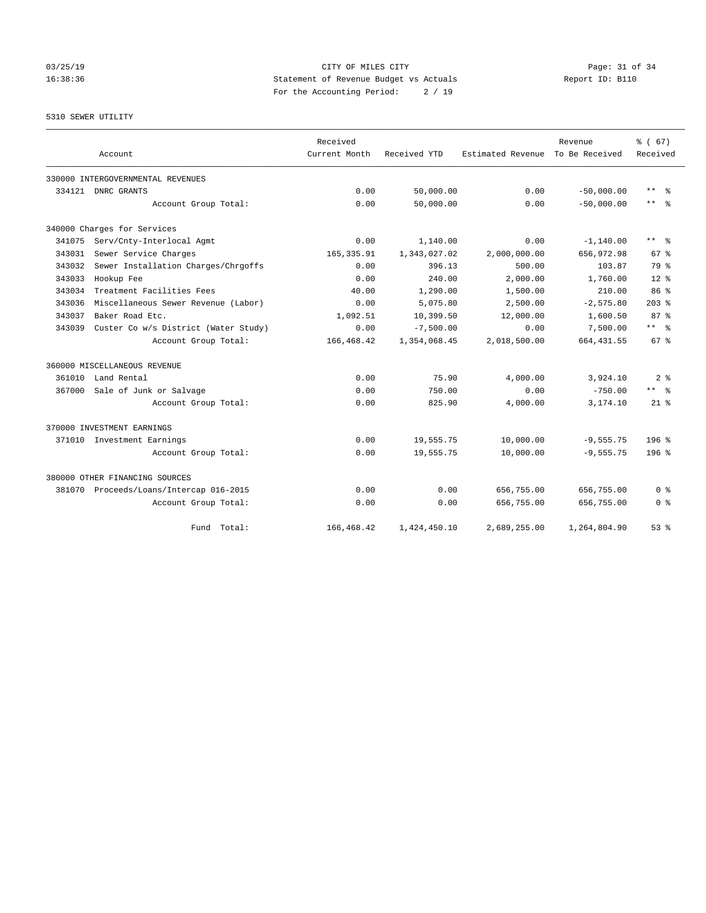CITY OF MILES CITY
Statement of Revenue Budget vs Actuals
For the Accounting Period: 2 / 19

03/25/19
16:38:36

Report ID: B110

5310 SEWER UTILITY

| Account | Received Current Month | Received YTD | Estimated Revenue | Revenue To Be Received | % ( 67) Received |
|---|---|---|---|---|---|
| 330000 INTERGOVERNMENTAL REVENUES | | | | | |
| 334121 DNRC GRANTS | 0.00 | 50,000.00 | 0.00 | -50,000.00 | ** % |
| Account Group Total: | 0.00 | 50,000.00 | 0.00 | -50,000.00 | ** % |
| 340000 Charges for Services | | | | | |
| 341075 Serv/Cnty-Interlocal Agmt | 0.00 | 1,140.00 | 0.00 | -1,140.00 | ** % |
| 343031 Sewer Service Charges | 165,335.91 | 1,343,027.02 | 2,000,000.00 | 656,972.98 | 67 % |
| 343032 Sewer Installation Charges/Chrgoffs | 0.00 | 396.13 | 500.00 | 103.87 | 79 % |
| 343033 Hookup Fee | 0.00 | 240.00 | 2,000.00 | 1,760.00 | 12 % |
| 343034 Treatment Facilities Fees | 40.00 | 1,290.00 | 1,500.00 | 210.00 | 86 % |
| 343036 Miscellaneous Sewer Revenue (Labor) | 0.00 | 5,075.80 | 2,500.00 | -2,575.80 | 203 % |
| 343037 Baker Road Etc. | 1,092.51 | 10,399.50 | 12,000.00 | 1,600.50 | 87 % |
| 343039 Custer Co w/s District (Water Study) | 0.00 | -7,500.00 | 0.00 | 7,500.00 | ** % |
| Account Group Total: | 166,468.42 | 1,354,068.45 | 2,018,500.00 | 664,431.55 | 67 % |
| 360000 MISCELLANEOUS REVENUE | | | | | |
| 361010 Land Rental | 0.00 | 75.90 | 4,000.00 | 3,924.10 | 2 % |
| 367000 Sale of Junk or Salvage | 0.00 | 750.00 | 0.00 | -750.00 | ** % |
| Account Group Total: | 0.00 | 825.90 | 4,000.00 | 3,174.10 | 21 % |
| 370000 INVESTMENT EARNINGS | | | | | |
| 371010 Investment Earnings | 0.00 | 19,555.75 | 10,000.00 | -9,555.75 | 196 % |
| Account Group Total: | 0.00 | 19,555.75 | 10,000.00 | -9,555.75 | 196 % |
| 380000 OTHER FINANCING SOURCES | | | | | |
| 381070 Proceeds/Loans/Intercap 016-2015 | 0.00 | 0.00 | 656,755.00 | 656,755.00 | 0 % |
| Account Group Total: | 0.00 | 0.00 | 656,755.00 | 656,755.00 | 0 % |
| Fund Total: | 166,468.42 | 1,424,450.10 | 2,689,255.00 | 1,264,804.90 | 53 % |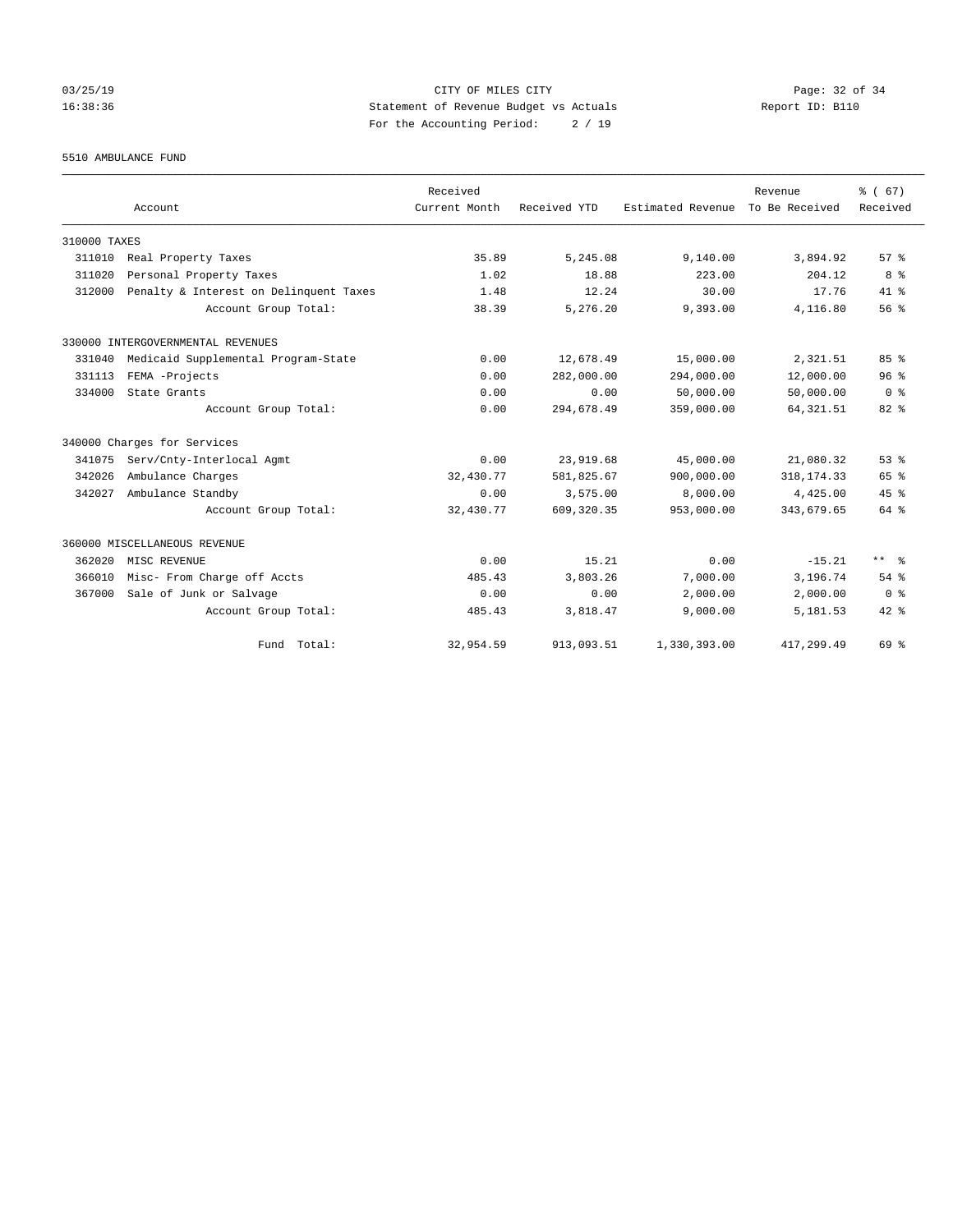CITY OF MILES CITY
Statement of Revenue Budget vs Actuals
For the Accounting Period: 2 / 19

03/25/19
16:38:36

Report ID: B110

5510 AMBULANCE FUND

| Account | | Received Current Month | Received YTD | Estimated Revenue | Revenue To Be Received | % ( 67) Received |
|---|---|---|---|---|---|---|
| 310000 TAXES | | | | | | |
| 311010 | Real Property Taxes | 35.89 | 5,245.08 | 9,140.00 | 3,894.92 | 57 % |
| 311020 | Personal Property Taxes | 1.02 | 18.88 | 223.00 | 204.12 | 8 % |
| 312000 | Penalty & Interest on Delinquent Taxes | 1.48 | 12.24 | 30.00 | 17.76 | 41 % |
| | Account Group Total: | 38.39 | 5,276.20 | 9,393.00 | 4,116.80 | 56 % |
| 330000 INTERGOVERNMENTAL REVENUES | | | | | | |
| 331040 | Medicaid Supplemental Program-State | 0.00 | 12,678.49 | 15,000.00 | 2,321.51 | 85 % |
| 331113 | FEMA -Projects | 0.00 | 282,000.00 | 294,000.00 | 12,000.00 | 96 % |
| 334000 | State Grants | 0.00 | 0.00 | 50,000.00 | 50,000.00 | 0 % |
| | Account Group Total: | 0.00 | 294,678.49 | 359,000.00 | 64,321.51 | 82 % |
| 340000 Charges for Services | | | | | | |
| 341075 | Serv/Cnty-Interlocal Agmt | 0.00 | 23,919.68 | 45,000.00 | 21,080.32 | 53 % |
| 342026 | Ambulance Charges | 32,430.77 | 581,825.67 | 900,000.00 | 318,174.33 | 65 % |
| 342027 | Ambulance Standby | 0.00 | 3,575.00 | 8,000.00 | 4,425.00 | 45 % |
| | Account Group Total: | 32,430.77 | 609,320.35 | 953,000.00 | 343,679.65 | 64 % |
| 360000 MISCELLANEOUS REVENUE | | | | | | |
| 362020 | MISC REVENUE | 0.00 | 15.21 | 0.00 | -15.21 | ** % |
| 366010 | Misc- From Charge off Accts | 485.43 | 3,803.26 | 7,000.00 | 3,196.74 | 54 % |
| 367000 | Sale of Junk or Salvage | 0.00 | 0.00 | 2,000.00 | 2,000.00 | 0 % |
| | Account Group Total: | 485.43 | 3,818.47 | 9,000.00 | 5,181.53 | 42 % |
| | Fund Total: | 32,954.59 | 913,093.51 | 1,330,393.00 | 417,299.49 | 69 % |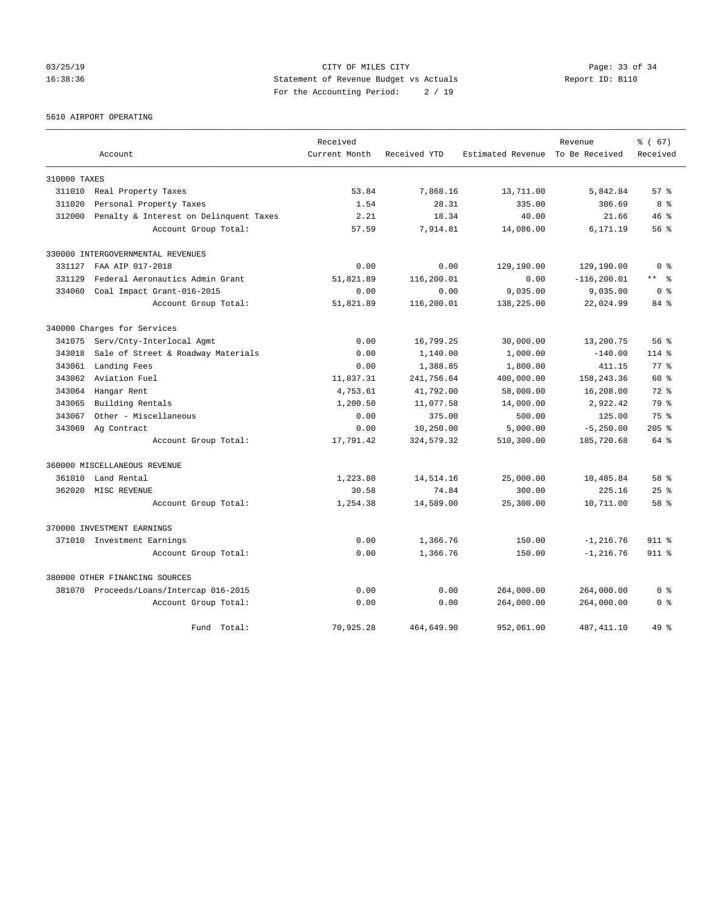CITY OF MILES CITY
Statement of Revenue Budget vs Actuals
For the Accounting Period: 2 / 19

5610 AIRPORT OPERATING

| Account | Received Current Month | Received YTD | Estimated Revenue | Revenue To Be Received | % ( 67) Received |
|---|---|---|---|---|---|
| **310000 TAXES** | | | | | |
| 311010 Real Property Taxes | 53.84 | 7,868.16 | 13,711.00 | 5,842.84 | 57 % |
| 311020 Personal Property Taxes | 1.54 | 28.31 | 335.00 | 306.69 | 8 % |
| 312000 Penalty & Interest on Delinquent Taxes | 2.21 | 18.34 | 40.00 | 21.66 | 46 % |
| Account Group Total: | 57.59 | 7,914.81 | 14,086.00 | 6,171.19 | 56 % |
| **330000 INTERGOVERNMENTAL REVENUES** | | | | | |
| 331127 FAA AIP 017-2018 | 0.00 | 0.00 | 129,190.00 | 129,190.00 | 0 % |
| 331129 Federal Aeronautics Admin Grant | 51,821.89 | 116,200.01 | 0.00 | -116,200.01 | ** % |
| 334060 Coal Impact Grant-016-2015 | 0.00 | 0.00 | 9,035.00 | 9,035.00 | 0 % |
| Account Group Total: | 51,821.89 | 116,200.01 | 138,225.00 | 22,024.99 | 84 % |
| **340000 Charges for Services** | | | | | |
| 341075 Serv/Cnty-Interlocal Agmt | 0.00 | 16,799.25 | 30,000.00 | 13,200.75 | 56 % |
| 343018 Sale of Street & Roadway Materials | 0.00 | 1,140.00 | 1,000.00 | -140.00 | 114 % |
| 343061 Landing Fees | 0.00 | 1,388.85 | 1,800.00 | 411.15 | 77 % |
| 343062 Aviation Fuel | 11,837.31 | 241,756.64 | 400,000.00 | 158,243.36 | 60 % |
| 343064 Hangar Rent | 4,753.61 | 41,792.00 | 58,000.00 | 16,208.00 | 72 % |
| 343065 Building Rentals | 1,200.50 | 11,077.58 | 14,000.00 | 2,922.42 | 79 % |
| 343067 Other - Miscellaneous | 0.00 | 375.00 | 500.00 | 125.00 | 75 % |
| 343069 Ag Contract | 0.00 | 10,250.00 | 5,000.00 | -5,250.00 | 205 % |
| Account Group Total: | 17,791.42 | 324,579.32 | 510,300.00 | 185,720.68 | 64 % |
| **360000 MISCELLANEOUS REVENUE** | | | | | |
| 361010 Land Rental | 1,223.80 | 14,514.16 | 25,000.00 | 10,485.84 | 58 % |
| 362020 MISC REVENUE | 30.58 | 74.84 | 300.00 | 225.16 | 25 % |
| Account Group Total: | 1,254.38 | 14,589.00 | 25,300.00 | 10,711.00 | 58 % |
| **370000 INVESTMENT EARNINGS** | | | | | |
| 371010 Investment Earnings | 0.00 | 1,366.76 | 150.00 | -1,216.76 | 911 % |
| Account Group Total: | 0.00 | 1,366.76 | 150.00 | -1,216.76 | 911 % |
| **380000 OTHER FINANCING SOURCES** | | | | | |
| 381070 Proceeds/Loans/Intercap 016-2015 | 0.00 | 0.00 | 264,000.00 | 264,000.00 | 0 % |
| Account Group Total: | 0.00 | 0.00 | 264,000.00 | 264,000.00 | 0 % |
| Fund Total: | 70,925.28 | 464,649.90 | 952,061.00 | 487,411.10 | 49 % |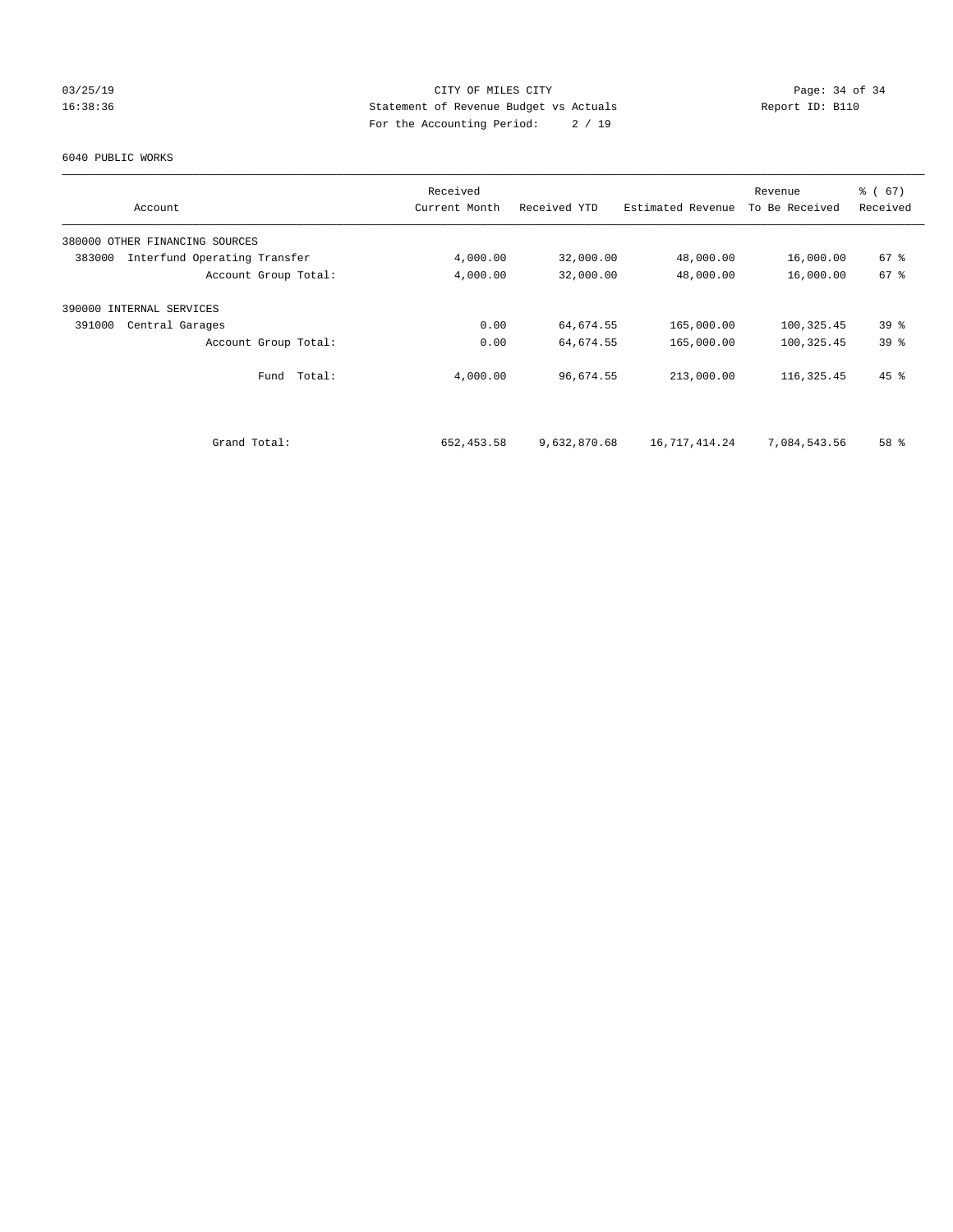CITY OF MILES CITY
Statement of Revenue Budget vs Actuals
For the Accounting Period: 2 / 19

03/25/19
16:38:36

Report ID: B110

6040 PUBLIC WORKS

| Account | Received Current Month | Received YTD | Estimated Revenue | Revenue To Be Received | % ( 67) Received |
|---|---|---|---|---|---|
| 380000 OTHER FINANCING SOURCES | | | | | |
| 383000 Interfund Operating Transfer | 4,000.00 | 32,000.00 | 48,000.00 | 16,000.00 | 67 % |
| Account Group Total: | 4,000.00 | 32,000.00 | 48,000.00 | 16,000.00 | 67 % |
| 390000 INTERNAL SERVICES | | | | | |
| 391000 Central Garages | 0.00 | 64,674.55 | 165,000.00 | 100,325.45 | 39 % |
| Account Group Total: | 0.00 | 64,674.55 | 165,000.00 | 100,325.45 | 39 % |
| Fund Total: | 4,000.00 | 96,674.55 | 213,000.00 | 116,325.45 | 45 % |
| Grand Total: | 652,453.58 | 9,632,870.68 | 16,717,414.24 | 7,084,543.56 | 58 % |